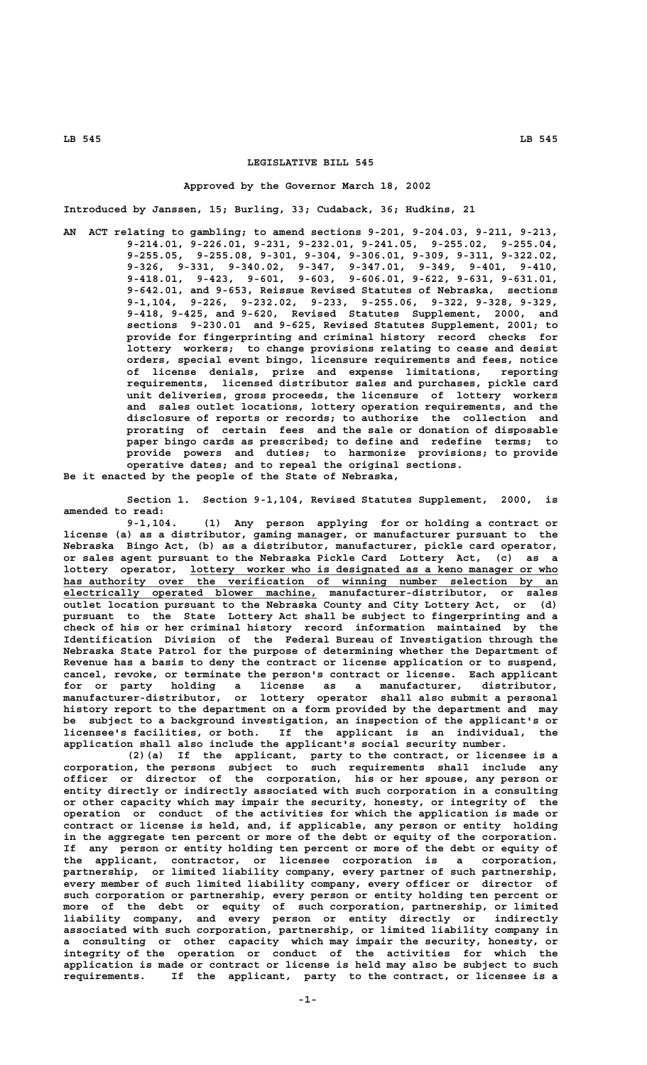# LEGISLATIVE BILL 545

## Approved by the Governor March 18, 2002

Introduced by Janssen, 15; Burling, 33; Cudaback, 36; Hudkins, 21

AN ACT relating to gambling; to amend sections 9-201, 9-204.03, 9-211, 9-213, 9-214.01, 9-226.01, 9-231, 9-232.01, 9-241.05, 9-255.02, 9-255.04, 9-255.05, 9-255.08, 9-301, 9-304, 9-306.01, 9-309, 9-311, 9-322.02, 9-326, 9-331, 9-340.02, 9-347, 9-347.01, 9-349, 9-401, 9-410, 9-418.01, 9-423, 9-601, 9-603, 9-606.01, 9-622, 9-631, 9-631.01, 9-642.01, and 9-653, Reissue Revised Statutes of Nebraska, sections 9-1,104, 9-226, 9-232.02, 9-233, 9-255.06, 9-322, 9-328, 9-329, 9-418, 9-425, and 9-620, Revised Statutes Supplement, 2000, and sections 9-230.01 and 9-625, Revised Statutes Supplement, 2001; to provide for fingerprinting and criminal history record checks for lottery workers; to change provisions relating to cease and desist orders, special event bingo, licensure requirements and fees, notice of license denials, prize and expense limitations, reporting requirements, licensed distributor sales and purchases, pickle card unit deliveries, gross proceeds, the licensure of lottery workers and sales outlet locations, lottery operation requirements, and the disclosure of reports or records; to authorize the collection and prorating of certain fees and the sale or donation of disposable paper bingo cards as prescribed; to define and redefine terms; to provide powers and duties; to harmonize provisions; to provide operative dates; and to repeal the original sections.

Be it enacted by the people of the State of Nebraska,

Section 1. Section 9-1,104, Revised Statutes Supplement, 2000, is amended to read:

9-1,104. (1) Any person applying for or holding a contract or license (a) as a distributor, gaming manager, or manufacturer pursuant to the Nebraska Bingo Act, (b) as a distributor, manufacturer, pickle card operator, or sales agent pursuant to the Nebraska Pickle Card Lottery Act, (c) as a lottery operator, lottery worker who is designated as a keno manager or who has authority over the verification of winning number selection by an electrically operated blower machine, manufacturer-distributor, or sales outlet location pursuant to the Nebraska County and City Lottery Act, or (d) pursuant to the State Lottery Act shall be subject to fingerprinting and a check of his or her criminal history record information maintained by the Identification Division of the Federal Bureau of Investigation through the Nebraska State Patrol for the purpose of determining whether the Department of Revenue has a basis to deny the contract or license application or to suspend, cancel, revoke, or terminate the person's contract or license. Each applicant for or party holding a license as a manufacturer, distributor, manufacturer-distributor, or lottery operator shall also submit a personal history report to the department on a form provided by the department and may be subject to a background investigation, an inspection of the applicant's or licensee's facilities, or both. If the applicant is an individual, the application shall also include the applicant's social security number.

(2)(a) If the applicant, party to the contract, or licensee is a corporation, the persons subject to such requirements shall include any officer or director of the corporation, his or her spouse, any person or entity directly or indirectly associated with such corporation in a consulting or other capacity which may impair the security, honesty, or integrity of the operation or conduct of the activities for which the application is made or contract or license is held, and, if applicable, any person or entity holding in the aggregate ten percent or more of the debt or equity of the corporation. If any person or entity holding ten percent or more of the debt or equity of the applicant, contractor, or licensee corporation is a corporation, partnership, or limited liability company, every partner of such partnership, every member of such limited liability company, every officer or director of such corporation or partnership, every person or entity holding ten percent or more of the debt or equity of such corporation, partnership, or limited liability company, and every person or entity directly or indirectly associated with such corporation, partnership, or limited liability company in a consulting or other capacity which may impair the security, honesty, or integrity of the operation or conduct of the activities for which the application is made or contract or license is held may also be subject to such requirements. If the applicant, party to the contract, or licensee is a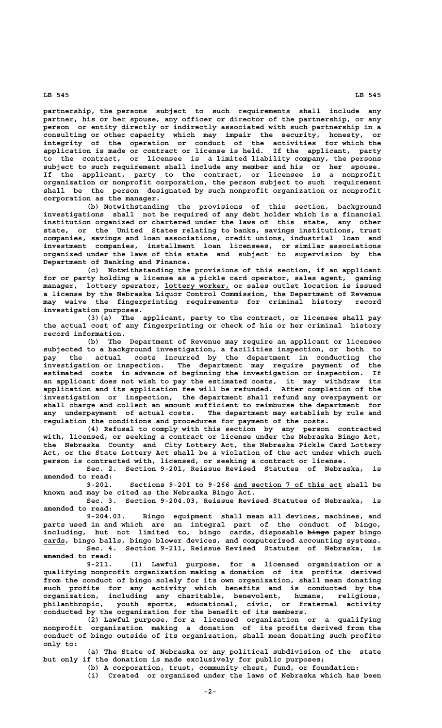partnership, the persons subject to such requirements shall include any partner, his or her spouse, any officer or director of the partnership, or any person or entity directly or indirectly associated with such partnership in a consulting or other capacity which may impair the security, honesty, or integrity of the operation or conduct of the activities for which the application is made or contract or license is held. If the applicant, party to the contract, or licensee is a limited liability company, the persons subject to such requirement shall include any member and his or her spouse. If the applicant, party to the contract, or licensee is a nonprofit organization or nonprofit corporation, the person subject to such requirement shall be the person designated by such nonprofit organization or nonprofit corporation as the manager.

(b) Notwithstanding the provisions of this section, background investigations shall not be required of any debt holder which is a financial institution organized or chartered under the laws of this state, any other state, or the United States relating to banks, savings institutions, trust companies, savings and loan associations, credit unions, industrial loan and investment companies, installment loan licensees, or similar associations organized under the laws of this state and subject to supervision by the Department of Banking and Finance.

(c) Notwithstanding the provisions of this section, if an applicant for or party holding a license as a pickle card operator, sales agent, gaming manager, lottery operator, lottery worker, or sales outlet location is issued a license by the Nebraska Liquor Control Commission, the Department of Revenue may waive the fingerprinting requirements for criminal history record investigation purposes.

(3)(a) The applicant, party to the contract, or licensee shall pay the actual cost of any fingerprinting or check of his or her criminal history record information.

(b) The Department of Revenue may require an applicant or licensee subjected to a background investigation, a facilities inspection, or both to pay the actual costs incurred by the department in conducting the investigation or inspection. The department may require payment of the estimated costs in advance of beginning the investigation or inspection. If an applicant does not wish to pay the estimated costs, it may withdraw its application and its application fee will be refunded. After completion of the investigation or inspection, the department shall refund any overpayment or shall charge and collect an amount sufficient to reimburse the department for any underpayment of actual costs. The department may establish by rule and regulation the conditions and procedures for payment of the costs.

(4) Refusal to comply with this section by any person contracted with, licensed, or seeking a contract or license under the Nebraska Bingo Act, the Nebraska County and City Lottery Act, the Nebraska Pickle Card Lottery Act, or the State Lottery Act shall be a violation of the act under which such person is contracted with, licensed, or seeking a contract or license.

Sec. 2. Section 9-201, Reissue Revised Statutes of Nebraska, is amended to read:

9-201. Sections 9-201 to 9-266 and section 7 of this act shall be known and may be cited as the Nebraska Bingo Act.

Sec. 3. Section 9-204.03, Reissue Revised Statutes of Nebraska, is amended to read:

9-204.03. Bingo equipment shall mean all devices, machines, and parts used in and which are an integral part of the conduct of bingo, including, but not limited to, bingo cards, disposable ~~bingo~~ paper bingo cards, bingo balls, bingo blower devices, and computerized accounting systems.

Sec. 4. Section 9-211, Reissue Revised Statutes of Nebraska, is amended to read:

9-211. (1) Lawful purpose, for a licensed organization or a qualifying nonprofit organization making a donation of its profits derived from the conduct of bingo solely for its own organization, shall mean donating such profits for any activity which benefits and is conducted by the organization, including any charitable, benevolent, humane, religious, philanthropic, youth sports, educational, civic, or fraternal activity conducted by the organization for the benefit of its members.

(2) Lawful purpose, for a licensed organization or a qualifying nonprofit organization making a donation of its profits derived from the conduct of bingo outside of its organization, shall mean donating such profits only to:

(a) The State of Nebraska or any political subdivision of the state but only if the donation is made exclusively for public purposes;

(b) A corporation, trust, community chest, fund, or foundation:

(i) Created or organized under the laws of Nebraska which has been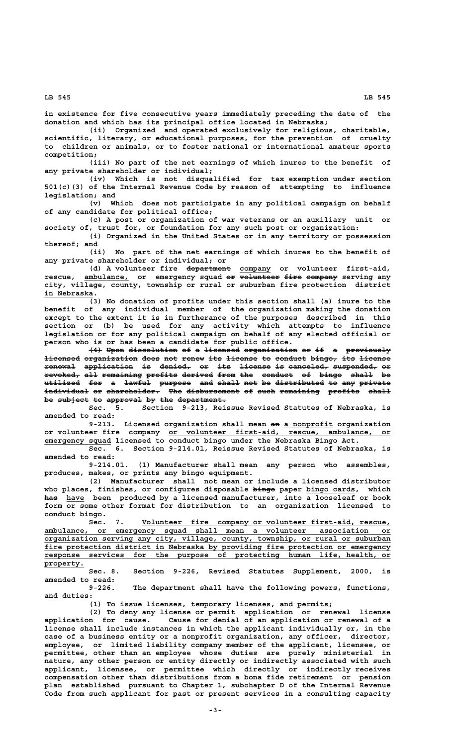in existence for five consecutive years immediately preceding the date of the donation and which has its principal office located in Nebraska;

(ii) Organized and operated exclusively for religious, charitable, scientific, literary, or educational purposes, for the prevention of cruelty to children or animals, or to foster national or international amateur sports competition;

(iii) No part of the net earnings of which inures to the benefit of any private shareholder or individual;

(iv) Which is not disqualified for tax exemption under section 501(c)(3) of the Internal Revenue Code by reason of attempting to influence legislation; and

(v) Which does not participate in any political campaign on behalf of any candidate for political office;

(c) A post or organization of war veterans or an auxiliary unit or society of, trust for, or foundation for any such post or organization:

(i) Organized in the United States or in any territory or possession thereof; and

(ii) No part of the net earnings of which inures to the benefit of any private shareholder or individual; or

(d) A volunteer fire ~~department~~ company or volunteer first-aid, rescue, ambulance, or emergency squad ~~or volunteer fire company~~ serving any city, village, county, township or rural or suburban fire protection district in Nebraska.

(3) No donation of profits under this section shall (a) inure to the benefit of any individual member of the organization making the donation except to the extent it is in furtherance of the purposes described in this section or (b) be used for any activity which attempts to influence legislation or for any political campaign on behalf of any elected official or person who is or has been a candidate for public office.

~~(4) Upon dissolution of a licensed organization or if a previously licensed organization does not renew its license to conduct bingo, its license renewal application is denied, or its license is canceled, suspended, or revoked, all remaining profits derived from the conduct of bingo shall be utilized for a lawful purpose and shall not be distributed to any private individual or shareholder. The disbursement of such remaining profits shall be subject to approval by the department.~~

Sec. 5. Section 9-213, Reissue Revised Statutes of Nebraska, is amended to read:

9-213. Licensed organization shall mean ~~an~~ a nonprofit organization or volunteer fire company or volunteer first-aid, rescue, ambulance, or emergency squad licensed to conduct bingo under the Nebraska Bingo Act.

Sec. 6. Section 9-214.01, Reissue Revised Statutes of Nebraska, is amended to read:

9-214.01. (1) Manufacturer shall mean any person who assembles, produces, makes, or prints any bingo equipment.

(2) Manufacturer shall not mean or include a licensed distributor who places, finishes, or configures disposable ~~bingo~~ paper bingo cards, which ~~has~~ have been produced by a licensed manufacturer, into a looseleaf or book form or some other format for distribution to an organization licensed to conduct bingo.

Sec. 7. Volunteer fire company or volunteer first-aid, rescue, ambulance, or emergency squad shall mean a volunteer association or organization serving any city, village, county, township, or rural or suburban fire protection district in Nebraska by providing fire protection or emergency response services for the purpose of protecting human life, health, or property.

Sec. 8. Section 9-226, Revised Statutes Supplement, 2000, is amended to read:

9-226. The department shall have the following powers, functions, and duties:

(1) To issue licenses, temporary licenses, and permits;

(2) To deny any license or permit application or renewal license application for cause. Cause for denial of an application or renewal of a license shall include instances in which the applicant individually or, in the case of a business entity or a nonprofit organization, any officer, director, employee, or limited liability company member of the applicant, licensee, or permittee, other than an employee whose duties are purely ministerial in nature, any other person or entity directly or indirectly associated with such applicant, licensee, or permittee which directly or indirectly receives compensation other than distributions from a bona fide retirement or pension plan established pursuant to Chapter 1, subchapter D of the Internal Revenue Code from such applicant for past or present services in a consulting capacity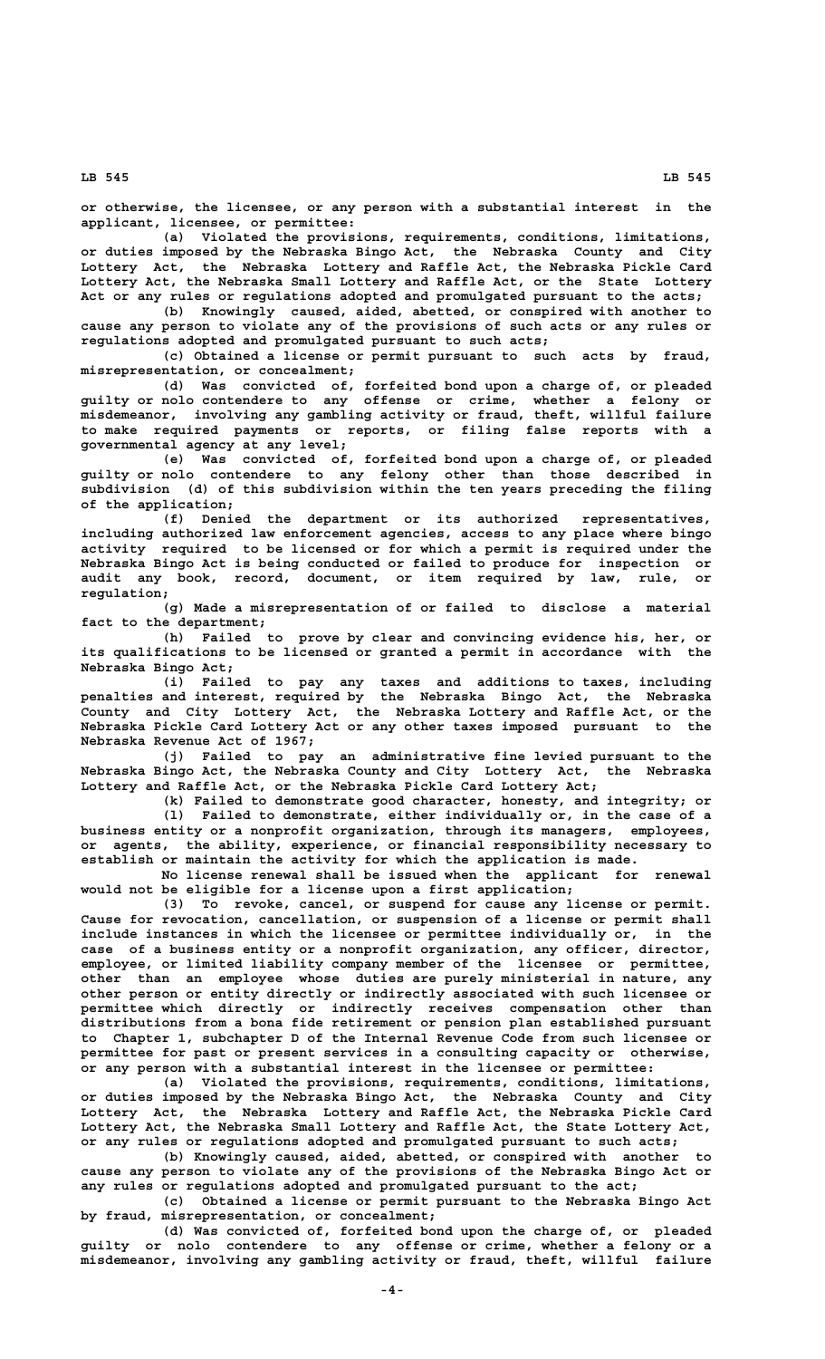or otherwise, the licensee, or any person with a substantial interest in the applicant, licensee, or permittee:

(a) Violated the provisions, requirements, conditions, limitations, or duties imposed by the Nebraska Bingo Act, the Nebraska County and City Lottery Act, the Nebraska Lottery and Raffle Act, the Nebraska Pickle Card Lottery Act, the Nebraska Small Lottery and Raffle Act, or the State Lottery Act or any rules or regulations adopted and promulgated pursuant to the acts;

(b) Knowingly caused, aided, abetted, or conspired with another to cause any person to violate any of the provisions of such acts or any rules or regulations adopted and promulgated pursuant to such acts;

(c) Obtained a license or permit pursuant to such acts by fraud, misrepresentation, or concealment;

(d) Was convicted of, forfeited bond upon a charge of, or pleaded guilty or nolo contendere to any offense or crime, whether a felony or misdemeanor, involving any gambling activity or fraud, theft, willful failure to make required payments or reports, or filing false reports with a governmental agency at any level;

(e) Was convicted of, forfeited bond upon a charge of, or pleaded guilty or nolo contendere to any felony other than those described in subdivision (d) of this subdivision within the ten years preceding the filing of the application;

(f) Denied the department or its authorized representatives, including authorized law enforcement agencies, access to any place where bingo activity required to be licensed or for which a permit is required under the Nebraska Bingo Act is being conducted or failed to produce for inspection or audit any book, record, document, or item required by law, rule, or regulation;

(g) Made a misrepresentation of or failed to disclose a material fact to the department;

(h) Failed to prove by clear and convincing evidence his, her, or its qualifications to be licensed or granted a permit in accordance with the Nebraska Bingo Act;

(i) Failed to pay any taxes and additions to taxes, including penalties and interest, required by the Nebraska Bingo Act, the Nebraska County and City Lottery Act, the Nebraska Lottery and Raffle Act, or the Nebraska Pickle Card Lottery Act or any other taxes imposed pursuant to the Nebraska Revenue Act of 1967;

(j) Failed to pay an administrative fine levied pursuant to the Nebraska Bingo Act, the Nebraska County and City Lottery Act, the Nebraska Lottery and Raffle Act, or the Nebraska Pickle Card Lottery Act;

(k) Failed to demonstrate good character, honesty, and integrity; or

(l) Failed to demonstrate, either individually or, in the case of a business entity or a nonprofit organization, through its managers, employees, or agents, the ability, experience, or financial responsibility necessary to establish or maintain the activity for which the application is made.

No license renewal shall be issued when the applicant for renewal would not be eligible for a license upon a first application;

(3) To revoke, cancel, or suspend for cause any license or permit. Cause for revocation, cancellation, or suspension of a license or permit shall include instances in which the licensee or permittee individually or, in the case of a business entity or a nonprofit organization, any officer, director, employee, or limited liability company member of the licensee or permittee, other than an employee whose duties are purely ministerial in nature, any other person or entity directly or indirectly associated with such licensee or permittee which directly or indirectly receives compensation other than distributions from a bona fide retirement or pension plan established pursuant to Chapter 1, subchapter D of the Internal Revenue Code from such licensee or permittee for past or present services in a consulting capacity or otherwise, or any person with a substantial interest in the licensee or permittee:

(a) Violated the provisions, requirements, conditions, limitations, or duties imposed by the Nebraska Bingo Act, the Nebraska County and City Lottery Act, the Nebraska Lottery and Raffle Act, the Nebraska Pickle Card Lottery Act, the Nebraska Small Lottery and Raffle Act, the State Lottery Act, or any rules or regulations adopted and promulgated pursuant to such acts;

(b) Knowingly caused, aided, abetted, or conspired with another to cause any person to violate any of the provisions of the Nebraska Bingo Act or any rules or regulations adopted and promulgated pursuant to the act;

(c) Obtained a license or permit pursuant to the Nebraska Bingo Act by fraud, misrepresentation, or concealment;

(d) Was convicted of, forfeited bond upon the charge of, or pleaded guilty or nolo contendere to any offense or crime, whether a felony or a misdemeanor, involving any gambling activity or fraud, theft, willful failure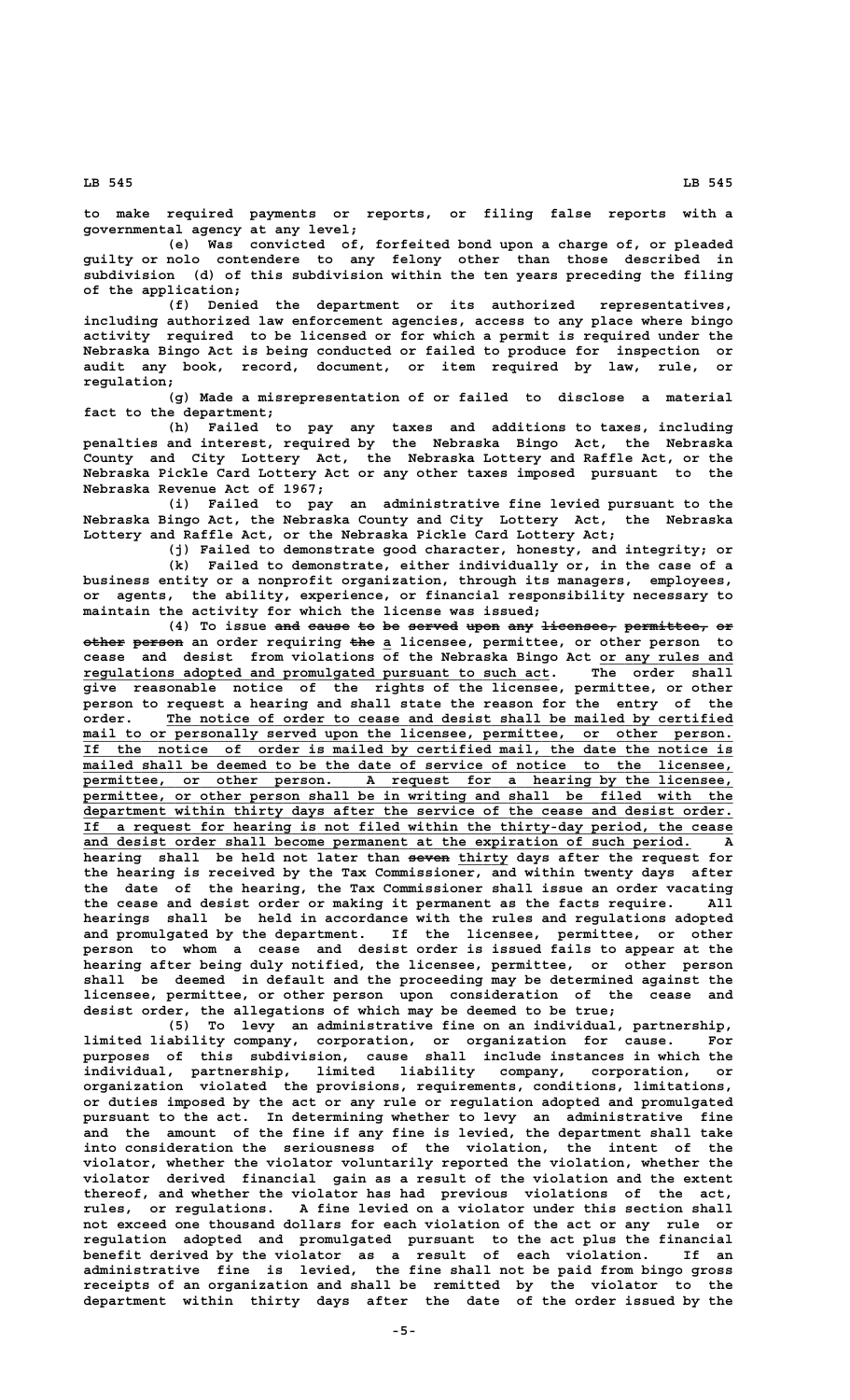to make required payments or reports, or filing false reports with a governmental agency at any level;

(e) Was convicted of, forfeited bond upon a charge of, or pleaded guilty or nolo contendere to any felony other than those described in subdivision (d) of this subdivision within the ten years preceding the filing of the application;

(f) Denied the department or its authorized representatives, including authorized law enforcement agencies, access to any place where bingo activity required to be licensed or for which a permit is required under the Nebraska Bingo Act is being conducted or failed to produce for inspection or audit any book, record, document, or item required by law, rule, or regulation;

(g) Made a misrepresentation of or failed to disclose a material fact to the department;

(h) Failed to pay any taxes and additions to taxes, including penalties and interest, required by the Nebraska Bingo Act, the Nebraska County and City Lottery Act, the Nebraska Lottery and Raffle Act, or the Nebraska Pickle Card Lottery Act or any other taxes imposed pursuant to the Nebraska Revenue Act of 1967;

(i) Failed to pay an administrative fine levied pursuant to the Nebraska Bingo Act, the Nebraska County and City Lottery Act, the Nebraska Lottery and Raffle Act, or the Nebraska Pickle Card Lottery Act;

(j) Failed to demonstrate good character, honesty, and integrity; or

(k) Failed to demonstrate, either individually or, in the case of a business entity or a nonprofit organization, through its managers, employees, or agents, the ability, experience, or financial responsibility necessary to maintain the activity for which the license was issued;

(4) To issue ~~and cause to be served upon any licensee, permittee, or other person~~ an order requiring ~~the~~ a licensee, permittee, or other person to cease and desist from violations of the Nebraska Bingo Act or any rules and regulations adopted and promulgated pursuant to such act. The order shall give reasonable notice of the rights of the licensee, permittee, or other person to request a hearing and shall state the reason for the entry of the order. The notice of order to cease and desist shall be mailed by certified mail to or personally served upon the licensee, permittee, or other person. If the notice of order is mailed by certified mail, the date the notice is mailed shall be deemed to be the date of service of notice to the licensee, permittee, or other person. A request for a hearing by the licensee, permittee, or other person shall be in writing and shall be filed with the department within thirty days after the service of the cease and desist order. If a request for hearing is not filed within the thirty-day period, the cease and desist order shall become permanent at the expiration of such period. A hearing shall be held not later than ~~seven~~ thirty days after the request for the hearing is received by the Tax Commissioner, and within twenty days after the date of the hearing, the Tax Commissioner shall issue an order vacating the cease and desist order or making it permanent as the facts require. All hearings shall be held in accordance with the rules and regulations adopted and promulgated by the department. If the licensee, permittee, or other person to whom a cease and desist order is issued fails to appear at the hearing after being duly notified, the licensee, permittee, or other person shall be deemed in default and the proceeding may be determined against the licensee, permittee, or other person upon consideration of the cease and desist order, the allegations of which may be deemed to be true;

(5) To levy an administrative fine on an individual, partnership, limited liability company, corporation, or organization for cause. For purposes of this subdivision, cause shall include instances in which the individual, partnership, limited liability company, corporation, or organization violated the provisions, requirements, conditions, limitations, or duties imposed by the act or any rule or regulation adopted and promulgated pursuant to the act. In determining whether to levy an administrative fine and the amount of the fine if any fine is levied, the department shall take into consideration the seriousness of the violation, the intent of the violator, whether the violator voluntarily reported the violation, whether the violator derived financial gain as a result of the violation and the extent thereof, and whether the violator has had previous violations of the act, rules, or regulations. A fine levied on a violator under this section shall not exceed one thousand dollars for each violation of the act or any rule or regulation adopted and promulgated pursuant to the act plus the financial benefit derived by the violator as a result of each violation. If an administrative fine is levied, the fine shall not be paid from bingo gross receipts of an organization and shall be remitted by the violator to the department within thirty days after the date of the order issued by the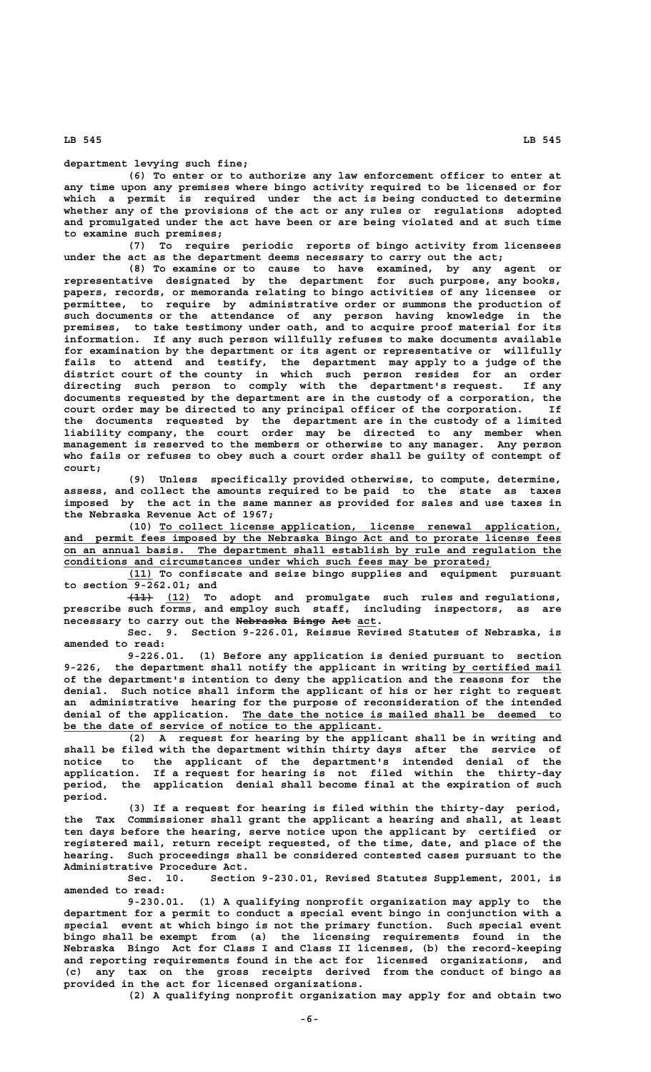department levying such fine;

(6) To enter or to authorize any law enforcement officer to enter at any time upon any premises where bingo activity required to be licensed or for which a permit is required under the act is being conducted to determine whether any of the provisions of the act or any rules or regulations adopted and promulgated under the act have been or are being violated and at such time to examine such premises;

(7) To require periodic reports of bingo activity from licensees under the act as the department deems necessary to carry out the act;

(8) To examine or to cause to have examined, by any agent or representative designated by the department for such purpose, any books, papers, records, or memoranda relating to bingo activities of any licensee or permittee, to require by administrative order or summons the production of such documents or the attendance of any person having knowledge in the premises, to take testimony under oath, and to acquire proof material for its information. If any such person willfully refuses to make documents available for examination by the department or its agent or representative or willfully fails to attend and testify, the department may apply to a judge of the district court of the county in which such person resides for an order directing such person to comply with the department's request. If any documents requested by the department are in the custody of a corporation, the court order may be directed to any principal officer of the corporation. If the documents requested by the department are in the custody of a limited liability company, the court order may be directed to any member when management is reserved to the members or otherwise to any manager. Any person who fails or refuses to obey such a court order shall be guilty of contempt of court;

(9) Unless specifically provided otherwise, to compute, determine, assess, and collect the amounts required to be paid to the state as taxes imposed by the act in the same manner as provided for sales and use taxes in the Nebraska Revenue Act of 1967;

(10) To collect license application, license renewal application, and permit fees imposed by the Nebraska Bingo Act and to prorate license fees on an annual basis. The department shall establish by rule and regulation the conditions and circumstances under which such fees may be prorated;

(11) To confiscate and seize bingo supplies and equipment pursuant to section 9-262.01; and

~~(11)~~ (12) To adopt and promulgate such rules and regulations, prescribe such forms, and employ such staff, including inspectors, as are necessary to carry out the ~~Nebraska Bingo Act~~ act.

Sec. 9. Section 9-226.01, Reissue Revised Statutes of Nebraska, is amended to read:

9-226.01. (1) Before any application is denied pursuant to section 9-226, the department shall notify the applicant in writing by certified mail of the department's intention to deny the application and the reasons for the denial. Such notice shall inform the applicant of his or her right to request an administrative hearing for the purpose of reconsideration of the intended denial of the application. The date the notice is mailed shall be deemed to be the date of service of notice to the applicant.

(2) A request for hearing by the applicant shall be in writing and shall be filed with the department within thirty days after the service of notice to the applicant of the department's intended denial of the application. If a request for hearing is not filed within the thirty-day period, the application denial shall become final at the expiration of such period.

(3) If a request for hearing is filed within the thirty-day period, the Tax Commissioner shall grant the applicant a hearing and shall, at least ten days before the hearing, serve notice upon the applicant by certified or registered mail, return receipt requested, of the time, date, and place of the hearing. Such proceedings shall be considered contested cases pursuant to the Administrative Procedure Act.

Sec. 10. Section 9-230.01, Revised Statutes Supplement, 2001, is amended to read:

9-230.01. (1) A qualifying nonprofit organization may apply to the department for a permit to conduct a special event bingo in conjunction with a special event at which bingo is not the primary function. Such special event bingo shall be exempt from (a) the licensing requirements found in the Nebraska Bingo Act for Class I and Class II licenses, (b) the record-keeping and reporting requirements found in the act for licensed organizations, and (c) any tax on the gross receipts derived from the conduct of bingo as provided in the act for licensed organizations.

(2) A qualifying nonprofit organization may apply for and obtain two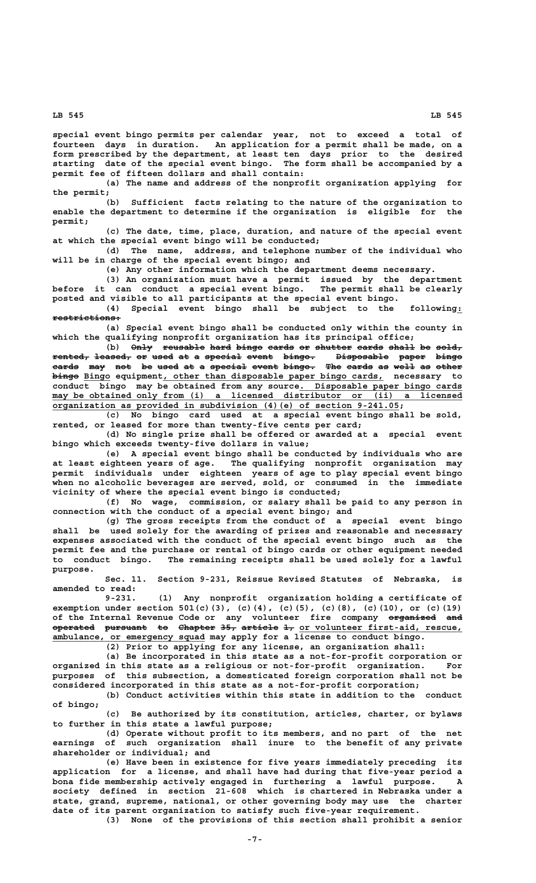special event bingo permits per calendar year, not to exceed a total of fourteen days in duration. An application for a permit shall be made, on a form prescribed by the department, at least ten days prior to the desired starting date of the special event bingo. The form shall be accompanied by a permit fee of fifteen dollars and shall contain:

(a) The name and address of the nonprofit organization applying for the permit;

(b) Sufficient facts relating to the nature of the organization to enable the department to determine if the organization is eligible for the permit;

(c) The date, time, place, duration, and nature of the special event at which the special event bingo will be conducted;

(d) The name, address, and telephone number of the individual who will be in charge of the special event bingo; and

(e) Any other information which the department deems necessary.

(3) An organization must have a permit issued by the department before it can conduct a special event bingo. The permit shall be clearly posted and visible to all participants at the special event bingo.

(4) Special event bingo shall be subject to the following: ~~restrictions:~~

(a) Special event bingo shall be conducted only within the county in which the qualifying nonprofit organization has its principal office;

(b) ~~Only reusable hard bingo cards or shutter cards shall be sold, rented, leased, or used at a special event bingo. Disposable paper bingo cards may not be used at a special event bingo. The cards as well as other bingo~~ Bingo equipment, other than disposable paper bingo cards, necessary to conduct bingo may be obtained from any source. Disposable paper bingo cards may be obtained only from (i) a licensed distributor or (ii) a licensed organization as provided in subdivision (4)(e) of section 9-241.05;

(c) No bingo card used at a special event bingo shall be sold, rented, or leased for more than twenty-five cents per card;

(d) No single prize shall be offered or awarded at a special event bingo which exceeds twenty-five dollars in value;

(e) A special event bingo shall be conducted by individuals who are at least eighteen years of age. The qualifying nonprofit organization may permit individuals under eighteen years of age to play special event bingo when no alcoholic beverages are served, sold, or consumed in the immediate vicinity of where the special event bingo is conducted;

(f) No wage, commission, or salary shall be paid to any person in connection with the conduct of a special event bingo; and

(g) The gross receipts from the conduct of a special event bingo shall be used solely for the awarding of prizes and reasonable and necessary expenses associated with the conduct of the special event bingo such as the permit fee and the purchase or rental of bingo cards or other equipment needed to conduct bingo. The remaining receipts shall be used solely for a lawful purpose.

Sec. 11. Section 9-231, Reissue Revised Statutes of Nebraska, is amended to read:

9-231. (1) Any nonprofit organization holding a certificate of exemption under section 501(c)(3), (c)(4), (c)(5), (c)(8), (c)(10), or (c)(19) of the Internal Revenue Code or any volunteer fire company ~~organized and operated pursuant to Chapter 35, article 1,~~ or volunteer first-aid, rescue, ambulance, or emergency squad may apply for a license to conduct bingo.

(2) Prior to applying for any license, an organization shall:

(a) Be incorporated in this state as a not-for-profit corporation or organized in this state as a religious or not-for-profit organization. For purposes of this subsection, a domesticated foreign corporation shall not be considered incorporated in this state as a not-for-profit corporation;

(b) Conduct activities within this state in addition to the conduct of bingo;

(c) Be authorized by its constitution, articles, charter, or bylaws to further in this state a lawful purpose;

(d) Operate without profit to its members, and no part of the net earnings of such organization shall inure to the benefit of any private shareholder or individual; and

(e) Have been in existence for five years immediately preceding its application for a license, and shall have had during that five-year period a bona fide membership actively engaged in furthering a lawful purpose. A society defined in section 21-608 which is chartered in Nebraska under a state, grand, supreme, national, or other governing body may use the charter date of its parent organization to satisfy such five-year requirement.

(3) None of the provisions of this section shall prohibit a senior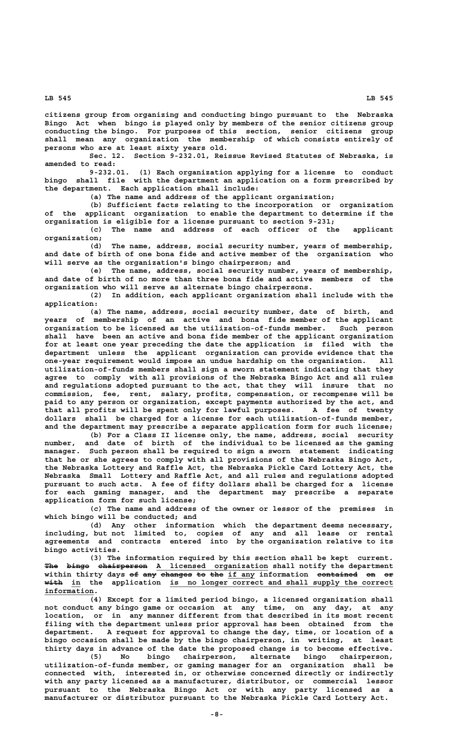citizens group from organizing and conducting bingo pursuant to the Nebraska Bingo Act when bingo is played only by members of the senior citizens group conducting the bingo. For purposes of this section, senior citizens group shall mean any organization the membership of which consists entirely of persons who are at least sixty years old.

Sec. 12. Section 9-232.01, Reissue Revised Statutes of Nebraska, is amended to read:

9-232.01. (1) Each organization applying for a license to conduct bingo shall file with the department an application on a form prescribed by the department. Each application shall include:

(a) The name and address of the applicant organization;

(b) Sufficient facts relating to the incorporation or organization of the applicant organization to enable the department to determine if the organization is eligible for a license pursuant to section 9-231;

(c) The name and address of each officer of the applicant organization;

(d) The name, address, social security number, years of membership, and date of birth of one bona fide and active member of the organization who will serve as the organization's bingo chairperson; and

(e) The name, address, social security number, years of membership, and date of birth of no more than three bona fide and active members of the organization who will serve as alternate bingo chairpersons.

(2) In addition, each applicant organization shall include with the application:

(a) The name, address, social security number, date of birth, and years of membership of an active and bona fide member of the applicant organization to be licensed as the utilization-of-funds member. Such person shall have been an active and bona fide member of the applicant organization for at least one year preceding the date the application is filed with the department unless the applicant organization can provide evidence that the one-year requirement would impose an undue hardship on the organization. All utilization-of-funds members shall sign a sworn statement indicating that they agree to comply with all provisions of the Nebraska Bingo Act and all rules and regulations adopted pursuant to the act, that they will insure that no commission, fee, rent, salary, profits, compensation, or recompense will be paid to any person or organization, except payments authorized by the act, and that all profits will be spent only for lawful purposes. A fee of twenty dollars shall be charged for a license for each utilization-of-funds member, and the department may prescribe a separate application form for such license;

(b) For a Class II license only, the name, address, social security number, and date of birth of the individual to be licensed as the gaming manager. Such person shall be required to sign a sworn statement indicating that he or she agrees to comply with all provisions of the Nebraska Bingo Act, the Nebraska Lottery and Raffle Act, the Nebraska Pickle Card Lottery Act, the Nebraska Small Lottery and Raffle Act, and all rules and regulations adopted pursuant to such acts. A fee of fifty dollars shall be charged for a license for each gaming manager, and the department may prescribe a separate application form for such license;

(c) The name and address of the owner or lessor of the premises in which bingo will be conducted; and

(d) Any other information which the department deems necessary, including, but not limited to, copies of any and all lease or rental agreements and contracts entered into by the organization relative to its bingo activities.

(3) The information required by this section shall be kept current. ~~The bingo chairperson~~ <u>A licensed organization</u> shall notify the department within thirty days ~~of any changes to the~~ <u>if any</u> information ~~contained on or with~~ <u>in</u> the application <u>is no longer correct and shall supply the correct information</u>.

(4) Except for a limited period bingo, a licensed organization shall not conduct any bingo game or occasion at any time, on any day, at any location, or in any manner different from that described in its most recent filing with the department unless prior approval has been obtained from the department. A request for approval to change the day, time, or location of a bingo occasion shall be made by the bingo chairperson, in writing, at least thirty days in advance of the date the proposed change is to become effective.

(5) No bingo chairperson, alternate bingo chairperson, utilization-of-funds member, or gaming manager for an organization shall be connected with, interested in, or otherwise concerned directly or indirectly with any party licensed as a manufacturer, distributor, or commercial lessor pursuant to the Nebraska Bingo Act or with any party licensed as a manufacturer or distributor pursuant to the Nebraska Pickle Card Lottery Act.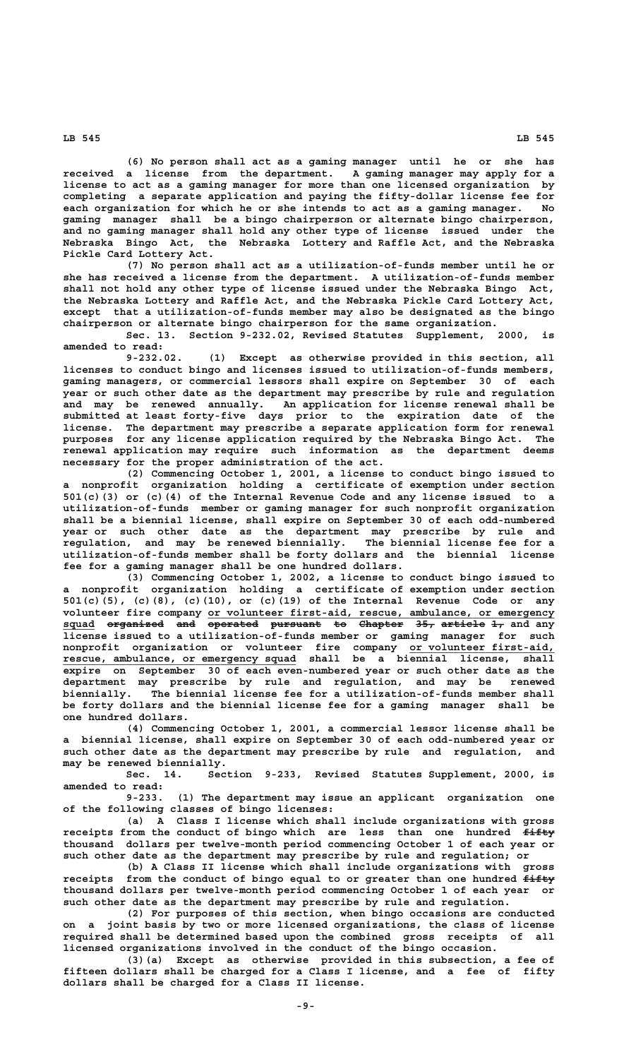(6) No person shall act as a gaming manager until he or she has received a license from the department. A gaming manager may apply for a license to act as a gaming manager for more than one licensed organization by completing a separate application and paying the fifty-dollar license fee for each organization for which he or she intends to act as a gaming manager. No gaming manager shall be a bingo chairperson or alternate bingo chairperson, and no gaming manager shall hold any other type of license issued under the Nebraska Bingo Act, the Nebraska Lottery and Raffle Act, and the Nebraska Pickle Card Lottery Act.

(7) No person shall act as a utilization-of-funds member until he or she has received a license from the department. A utilization-of-funds member shall not hold any other type of license issued under the Nebraska Bingo Act, the Nebraska Lottery and Raffle Act, and the Nebraska Pickle Card Lottery Act, except that a utilization-of-funds member may also be designated as the bingo chairperson or alternate bingo chairperson for the same organization.

Sec. 13. Section 9-232.02, Revised Statutes Supplement, 2000, is amended to read:

9-232.02. (1) Except as otherwise provided in this section, all licenses to conduct bingo and licenses issued to utilization-of-funds members, gaming managers, or commercial lessors shall expire on September 30 of each year or such other date as the department may prescribe by rule and regulation and may be renewed annually. An application for license renewal shall be submitted at least forty-five days prior to the expiration date of the license. The department may prescribe a separate application form for renewal purposes for any license application required by the Nebraska Bingo Act. The renewal application may require such information as the department deems necessary for the proper administration of the act.

(2) Commencing October 1, 2001, a license to conduct bingo issued to a nonprofit organization holding a certificate of exemption under section 501(c)(3) or (c)(4) of the Internal Revenue Code and any license issued to a utilization-of-funds member or gaming manager for such nonprofit organization shall be a biennial license, shall expire on September 30 of each odd-numbered year or such other date as the department may prescribe by rule and regulation, and may be renewed biennially. The biennial license fee for a utilization-of-funds member shall be forty dollars and the biennial license fee for a gaming manager shall be one hundred dollars.

(3) Commencing October 1, 2002, a license to conduct bingo issued to a nonprofit organization holding a certificate of exemption under section 501(c)(5), (c)(8), (c)(10), or (c)(19) of the Internal Revenue Code or any volunteer fire company or volunteer first-aid, rescue, ambulance, or emergency squad ~~organized and operated pursuant to Chapter 35, article 1,~~ and any license issued to a utilization-of-funds member or gaming manager for such nonprofit organization or volunteer fire company or volunteer first-aid, rescue, ambulance, or emergency squad shall be a biennial license, shall expire on September 30 of each even-numbered year or such other date as the department may prescribe by rule and regulation, and may be renewed biennially. The biennial license fee for a utilization-of-funds member shall be forty dollars and the biennial license fee for a gaming manager shall be one hundred dollars.

(4) Commencing October 1, 2001, a commercial lessor license shall be a biennial license, shall expire on September 30 of each odd-numbered year or such other date as the department may prescribe by rule and regulation, and may be renewed biennially.

Sec. 14. Section 9-233, Revised Statutes Supplement, 2000, is amended to read:

9-233. (1) The department may issue an applicant organization one of the following classes of bingo licenses:

(a) A Class I license which shall include organizations with gross receipts from the conduct of bingo which are less than one hundred ~~fifty~~ thousand dollars per twelve-month period commencing October 1 of each year or such other date as the department may prescribe by rule and regulation; or

(b) A Class II license which shall include organizations with gross receipts from the conduct of bingo equal to or greater than one hundred ~~fifty~~ thousand dollars per twelve-month period commencing October 1 of each year or such other date as the department may prescribe by rule and regulation.

(2) For purposes of this section, when bingo occasions are conducted on a joint basis by two or more licensed organizations, the class of license required shall be determined based upon the combined gross receipts of all licensed organizations involved in the conduct of the bingo occasion.

(3)(a) Except as otherwise provided in this subsection, a fee of fifteen dollars shall be charged for a Class I license, and a fee of fifty dollars shall be charged for a Class II license.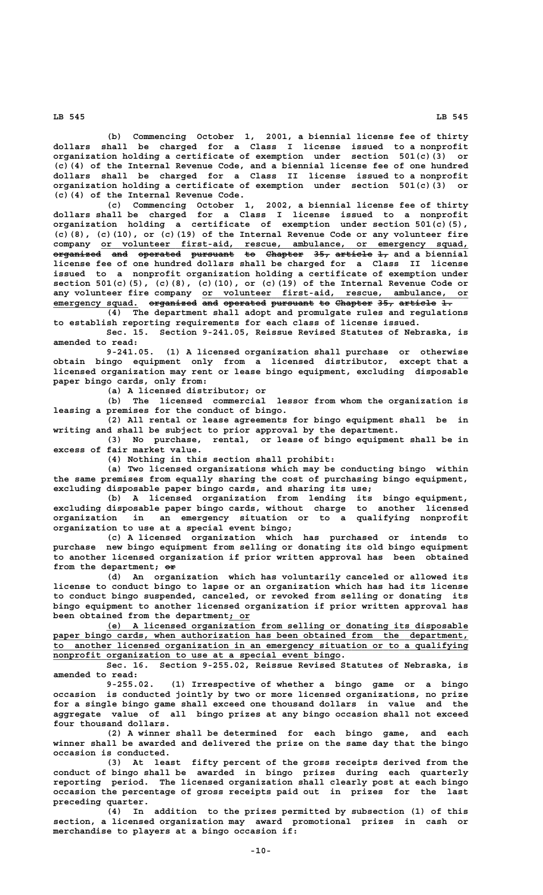(b) Commencing October 1, 2001, a biennial license fee of thirty dollars shall be charged for a Class I license issued to a nonprofit organization holding a certificate of exemption under section 501(c)(3) or (c)(4) of the Internal Revenue Code, and a biennial license fee of one hundred dollars shall be charged for a Class II license issued to a nonprofit organization holding a certificate of exemption under section 501(c)(3) or (c)(4) of the Internal Revenue Code.

(c) Commencing October 1, 2002, a biennial license fee of thirty dollars shall be charged for a Class I license issued to a nonprofit organization holding a certificate of exemption under section 501(c)(5), (c)(8), (c)(10), or (c)(19) of the Internal Revenue Code or any volunteer fire company or volunteer first-aid, rescue, ambulance, or emergency squad, ~~organized and operated pursuant to Chapter 35, article 1,~~ and a biennial license fee of one hundred dollars shall be charged for a Class II license issued to a nonprofit organization holding a certificate of exemption under section 501(c)(5), (c)(8), (c)(10), or (c)(19) of the Internal Revenue Code or any volunteer fire company or volunteer first-aid, rescue, ambulance, or emergency squad. ~~organized and operated pursuant to Chapter 35, article 1.~~

(4) The department shall adopt and promulgate rules and regulations to establish reporting requirements for each class of license issued.

Sec. 15. Section 9-241.05, Reissue Revised Statutes of Nebraska, is amended to read:

9-241.05. (1) A licensed organization shall purchase or otherwise obtain bingo equipment only from a licensed distributor, except that a licensed organization may rent or lease bingo equipment, excluding disposable paper bingo cards, only from:

(a) A licensed distributor; or

(b) The licensed commercial lessor from whom the organization is leasing a premises for the conduct of bingo.

(2) All rental or lease agreements for bingo equipment shall be in writing and shall be subject to prior approval by the department.

(3) No purchase, rental, or lease of bingo equipment shall be in excess of fair market value.

(4) Nothing in this section shall prohibit:

(a) Two licensed organizations which may be conducting bingo within the same premises from equally sharing the cost of purchasing bingo equipment, excluding disposable paper bingo cards, and sharing its use;

(b) A licensed organization from lending its bingo equipment, excluding disposable paper bingo cards, without charge to another licensed organization in an emergency situation or to a qualifying nonprofit organization to use at a special event bingo;

(c) A licensed organization which has purchased or intends to purchase new bingo equipment from selling or donating its old bingo equipment to another licensed organization if prior written approval has been obtained from the department; ~~or~~

(d) An organization which has voluntarily canceled or allowed its license to conduct bingo to lapse or an organization which has had its license to conduct bingo suspended, canceled, or revoked from selling or donating its bingo equipment to another licensed organization if prior written approval has been obtained from the department; or

(e) A licensed organization from selling or donating its disposable paper bingo cards, when authorization has been obtained from the department, to another licensed organization in an emergency situation or to a qualifying nonprofit organization to use at a special event bingo.

Sec. 16. Section 9-255.02, Reissue Revised Statutes of Nebraska, is amended to read:

9-255.02. (1) Irrespective of whether a bingo game or a bingo occasion is conducted jointly by two or more licensed organizations, no prize for a single bingo game shall exceed one thousand dollars in value and the aggregate value of all bingo prizes at any bingo occasion shall not exceed four thousand dollars.

(2) A winner shall be determined for each bingo game, and each winner shall be awarded and delivered the prize on the same day that the bingo occasion is conducted.

(3) At least fifty percent of the gross receipts derived from the conduct of bingo shall be awarded in bingo prizes during each quarterly reporting period. The licensed organization shall clearly post at each bingo occasion the percentage of gross receipts paid out in prizes for the last preceding quarter.

(4) In addition to the prizes permitted by subsection (1) of this section, a licensed organization may award promotional prizes in cash or merchandise to players at a bingo occasion if: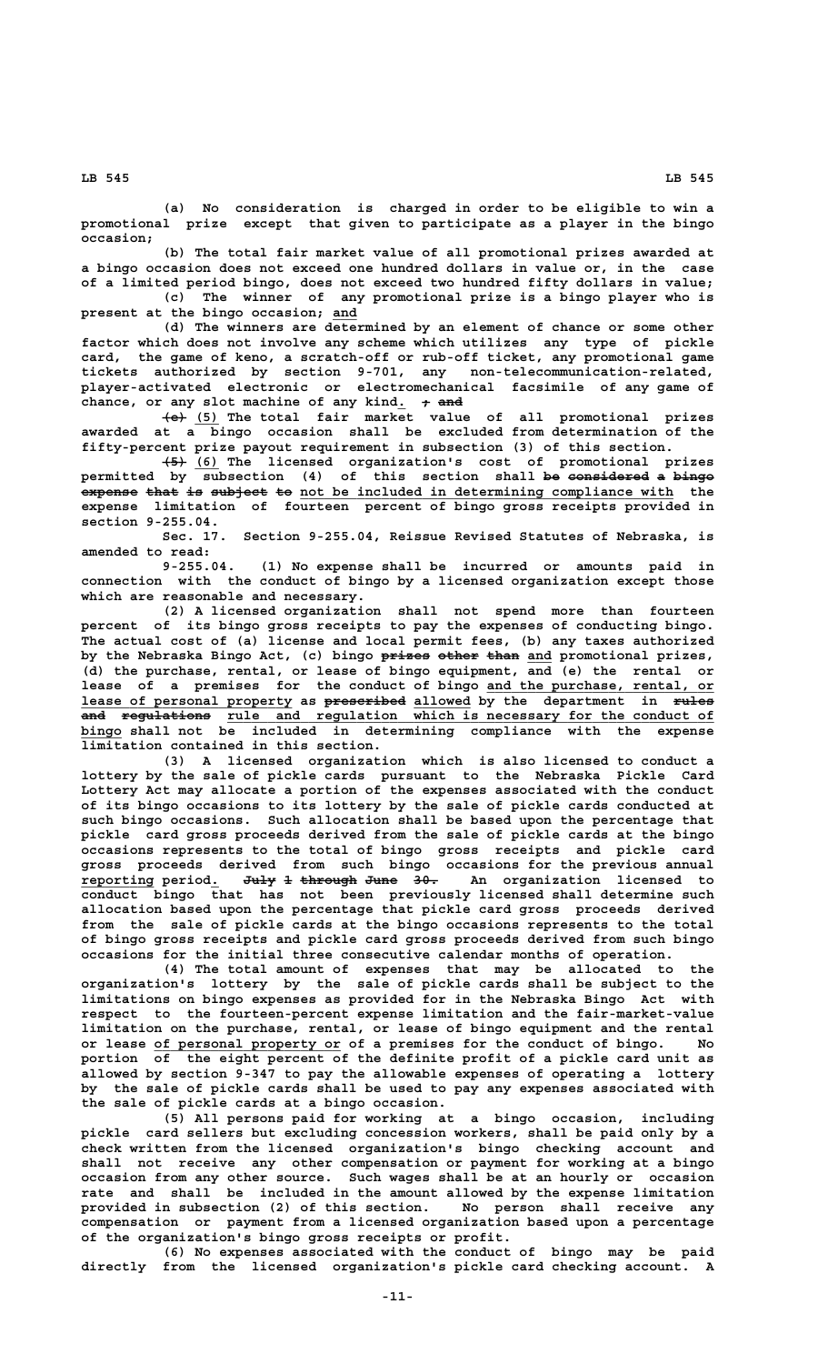(a) No consideration is charged in order to be eligible to win a promotional prize except that given to participate as a player in the bingo occasion;

(b) The total fair market value of all promotional prizes awarded at a bingo occasion does not exceed one hundred dollars in value or, in the case of a limited period bingo, does not exceed two hundred fifty dollars in value;

(c) The winner of any promotional prize is a bingo player who is present at the bingo occasion; and

(d) The winners are determined by an element of chance or some other factor which does not involve any scheme which utilizes any type of pickle card, the game of keno, a scratch-off or rub-off ticket, any promotional game tickets authorized by section 9-701, any non-telecommunication-related, player-activated electronic or electromechanical facsimile of any game of chance, or any slot machine of any kind. ~~; and~~

~~(e)~~ (5) The total fair market value of all promotional prizes awarded at a bingo occasion shall be excluded from determination of the fifty-percent prize payout requirement in subsection (3) of this section.

~~(5)~~ (6) The licensed organization's cost of promotional prizes permitted by subsection (4) of this section shall ~~be considered a bingo expense that is subject to~~ not be included in determining compliance with the expense limitation of fourteen percent of bingo gross receipts provided in section 9-255.04.

Sec. 17. Section 9-255.04, Reissue Revised Statutes of Nebraska, is amended to read:

9-255.04. (1) No expense shall be incurred or amounts paid in connection with the conduct of bingo by a licensed organization except those which are reasonable and necessary.

(2) A licensed organization shall not spend more than fourteen percent of its bingo gross receipts to pay the expenses of conducting bingo. The actual cost of (a) license and local permit fees, (b) any taxes authorized by the Nebraska Bingo Act, (c) bingo ~~prizes other than~~ and promotional prizes, (d) the purchase, rental, or lease of bingo equipment, and (e) the rental or lease of a premises for the conduct of bingo and the purchase, rental, or lease of personal property as ~~prescribed~~ allowed by the department in ~~rules and regulations~~ rule and regulation which is necessary for the conduct of bingo shall not be included in determining compliance with the expense limitation contained in this section.

(3) A licensed organization which is also licensed to conduct a lottery by the sale of pickle cards pursuant to the Nebraska Pickle Card Lottery Act may allocate a portion of the expenses associated with the conduct of its bingo occasions to its lottery by the sale of pickle cards conducted at such bingo occasions. Such allocation shall be based upon the percentage that pickle card gross proceeds derived from the sale of pickle cards at the bingo occasions represents to the total of bingo gross receipts and pickle card gross proceeds derived from such bingo occasions for the previous annual reporting period. ~~July 1 through June 30.~~ An organization licensed to conduct bingo that has not been previously licensed shall determine such allocation based upon the percentage that pickle card gross proceeds derived from the sale of pickle cards at the bingo occasions represents to the total of bingo gross receipts and pickle card gross proceeds derived from such bingo occasions for the initial three consecutive calendar months of operation.

(4) The total amount of expenses that may be allocated to the organization's lottery by the sale of pickle cards shall be subject to the limitations on bingo expenses as provided for in the Nebraska Bingo Act with respect to the fourteen-percent expense limitation and the fair-market-value limitation on the purchase, rental, or lease of bingo equipment and the rental or lease of personal property or of a premises for the conduct of bingo. No portion of the eight percent of the definite profit of a pickle card unit as allowed by section 9-347 to pay the allowable expenses of operating a lottery by the sale of pickle cards shall be used to pay any expenses associated with the sale of pickle cards at a bingo occasion.

(5) All persons paid for working at a bingo occasion, including pickle card sellers but excluding concession workers, shall be paid only by a check written from the licensed organization's bingo checking account and shall not receive any other compensation or payment for working at a bingo occasion from any other source. Such wages shall be at an hourly or occasion rate and shall be included in the amount allowed by the expense limitation provided in subsection (2) of this section. No person shall receive any compensation or payment from a licensed organization based upon a percentage of the organization's bingo gross receipts or profit.

(6) No expenses associated with the conduct of bingo may be paid directly from the licensed organization's pickle card checking account. A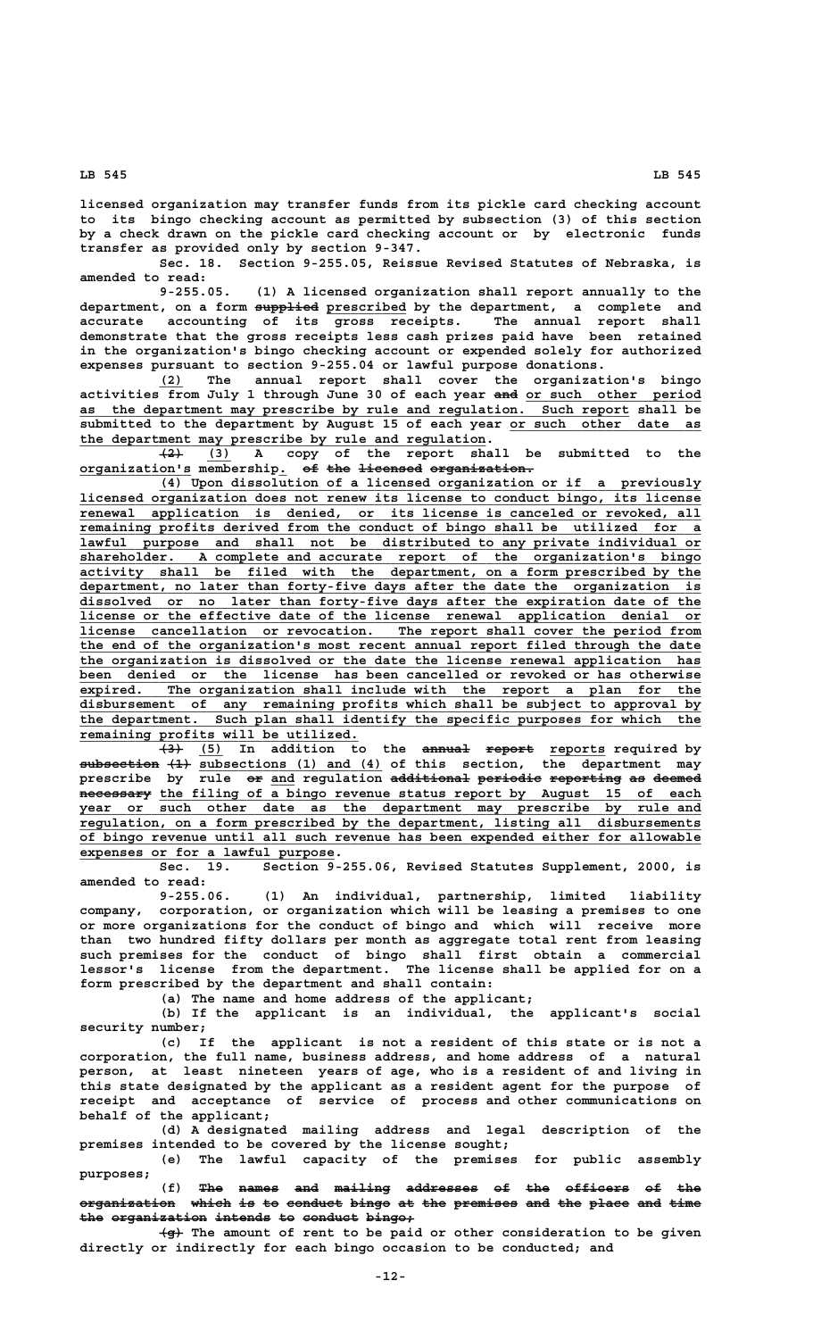licensed organization may transfer funds from its pickle card checking account to its bingo checking account as permitted by subsection (3) of this section by a check drawn on the pickle card checking account or by electronic funds transfer as provided only by section 9-347.

Sec. 18. Section 9-255.05, Reissue Revised Statutes of Nebraska, is amended to read:

9-255.05. (1) A licensed organization shall report annually to the department, on a form ~~supplied~~ prescribed by the department, a complete and accurate accounting of its gross receipts. The annual report shall demonstrate that the gross receipts less cash prizes paid have been retained in the organization's bingo checking account or expended solely for authorized expenses pursuant to section 9-255.04 or lawful purpose donations.

(2) The annual report shall cover the organization's bingo activities from July 1 through June 30 of each year ~~and~~ or such other period as the department may prescribe by rule and regulation. Such report shall be submitted to the department by August 15 of each year or such other date as the department may prescribe by rule and regulation.

~~(2)~~ (3) A copy of the report shall be submitted to the organization's membership. ~~of the licensed organization.~~

(4) Upon dissolution of a licensed organization or if a previously licensed organization does not renew its license to conduct bingo, its license renewal application is denied, or its license is canceled or revoked, all remaining profits derived from the conduct of bingo shall be utilized for a lawful purpose and shall not be distributed to any private individual or shareholder. A complete and accurate report of the organization's bingo activity shall be filed with the department, on a form prescribed by the department, no later than forty-five days after the date the organization is dissolved or no later than forty-five days after the expiration date of the license or the effective date of the license renewal application denial or license cancellation or revocation. The report shall cover the period from the end of the organization's most recent annual report filed through the date the organization is dissolved or the date the license renewal application has been denied or the license has been cancelled or revoked or has otherwise expired. The organization shall include with the report a plan for the disbursement of any remaining profits which shall be subject to approval by the department. Such plan shall identify the specific purposes for which the remaining profits will be utilized.

~~(3)~~ (5) In addition to the ~~annual report~~ reports required by ~~subsection (1)~~ subsections (1) and (4) of this section, the department may prescribe by rule ~~or~~ and regulation ~~additional periodic reporting as deemed necessary~~ the filing of a bingo revenue status report by August 15 of each year or such other date as the department may prescribe by rule and regulation, on a form prescribed by the department, listing all disbursements of bingo revenue until all such revenue has been expended either for allowable expenses or for a lawful purpose.

Sec. 19. Section 9-255.06, Revised Statutes Supplement, 2000, is amended to read:

9-255.06. (1) An individual, partnership, limited liability company, corporation, or organization which will be leasing a premises to one or more organizations for the conduct of bingo and which will receive more than two hundred fifty dollars per month as aggregate total rent from leasing such premises for the conduct of bingo shall first obtain a commercial lessor's license from the department. The license shall be applied for on a form prescribed by the department and shall contain:

(a) The name and home address of the applicant;

(b) If the applicant is an individual, the applicant's social security number;

(c) If the applicant is not a resident of this state or is not a corporation, the full name, business address, and home address of a natural person, at least nineteen years of age, who is a resident of and living in this state designated by the applicant as a resident agent for the purpose of receipt and acceptance of service of process and other communications on behalf of the applicant;

(d) A designated mailing address and legal description of the premises intended to be covered by the license sought;

(e) The lawful capacity of the premises for public assembly purposes;

(f) ~~The names and mailing addresses of the officers of the organization which is to conduct bingo at the premises and the place and time the organization intends to conduct bingo;~~

~~(g)~~ The amount of rent to be paid or other consideration to be given directly or indirectly for each bingo occasion to be conducted; and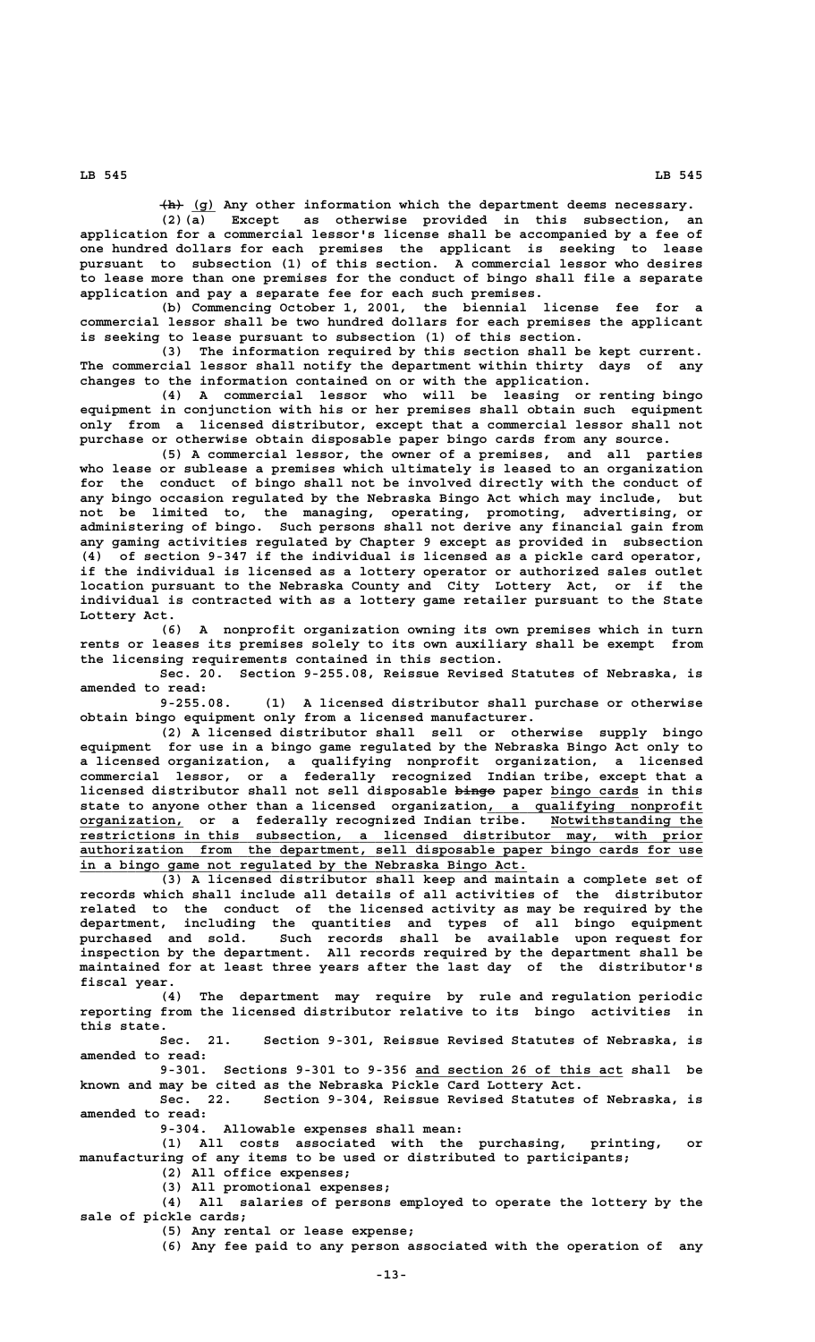(h) (g) Any other information which the department deems necessary.

(2)(a) Except as otherwise provided in this subsection, an application for a commercial lessor's license shall be accompanied by a fee of one hundred dollars for each premises the applicant is seeking to lease pursuant to subsection (1) of this section. A commercial lessor who desires to lease more than one premises for the conduct of bingo shall file a separate application and pay a separate fee for each such premises.

(b) Commencing October 1, 2001, the biennial license fee for a commercial lessor shall be two hundred dollars for each premises the applicant is seeking to lease pursuant to subsection (1) of this section.

(3) The information required by this section shall be kept current. The commercial lessor shall notify the department within thirty days of any changes to the information contained on or with the application.

(4) A commercial lessor who will be leasing or renting bingo equipment in conjunction with his or her premises shall obtain such equipment only from a licensed distributor, except that a commercial lessor shall not purchase or otherwise obtain disposable paper bingo cards from any source.

(5) A commercial lessor, the owner of a premises, and all parties who lease or sublease a premises which ultimately is leased to an organization for the conduct of bingo shall not be involved directly with the conduct of any bingo occasion regulated by the Nebraska Bingo Act which may include, but not be limited to, the managing, operating, promoting, advertising, or administering of bingo. Such persons shall not derive any financial gain from any gaming activities regulated by Chapter 9 except as provided in subsection (4) of section 9-347 if the individual is licensed as a pickle card operator, if the individual is licensed as a lottery operator or authorized sales outlet location pursuant to the Nebraska County and City Lottery Act, or if the individual is contracted with as a lottery game retailer pursuant to the State Lottery Act.

(6) A nonprofit organization owning its own premises which in turn rents or leases its premises solely to its own auxiliary shall be exempt from the licensing requirements contained in this section.

Sec. 20. Section 9-255.08, Reissue Revised Statutes of Nebraska, is amended to read:

9-255.08. (1) A licensed distributor shall purchase or otherwise obtain bingo equipment only from a licensed manufacturer.

(2) A licensed distributor shall sell or otherwise supply bingo equipment for use in a bingo game regulated by the Nebraska Bingo Act only to a licensed organization, a qualifying nonprofit organization, a licensed commercial lessor, or a federally recognized Indian tribe, except that a licensed distributor shall not sell disposable bingo paper bingo cards in this state to anyone other than a licensed organization, a qualifying nonprofit organization, or a federally recognized Indian tribe. Notwithstanding the restrictions in this subsection, a licensed distributor may, with prior authorization from the department, sell disposable paper bingo cards for use in a bingo game not regulated by the Nebraska Bingo Act.

(3) A licensed distributor shall keep and maintain a complete set of records which shall include all details of all activities of the distributor related to the conduct of the licensed activity as may be required by the department, including the quantities and types of all bingo equipment purchased and sold. Such records shall be available upon request for inspection by the department. All records required by the department shall be maintained for at least three years after the last day of the distributor's fiscal year.

(4) The department may require by rule and regulation periodic reporting from the licensed distributor relative to its bingo activities in this state.

Sec. 21. Section 9-301, Reissue Revised Statutes of Nebraska, is amended to read:

9-301. Sections 9-301 to 9-356 and section 26 of this act shall be known and may be cited as the Nebraska Pickle Card Lottery Act.

Sec. 22. Section 9-304, Reissue Revised Statutes of Nebraska, is amended to read:

9-304. Allowable expenses shall mean:

(1) All costs associated with the purchasing, printing, or manufacturing of any items to be used or distributed to participants;

(2) All office expenses;

(3) All promotional expenses;

(4) All salaries of persons employed to operate the lottery by the sale of pickle cards;

(5) Any rental or lease expense;

(6) Any fee paid to any person associated with the operation of any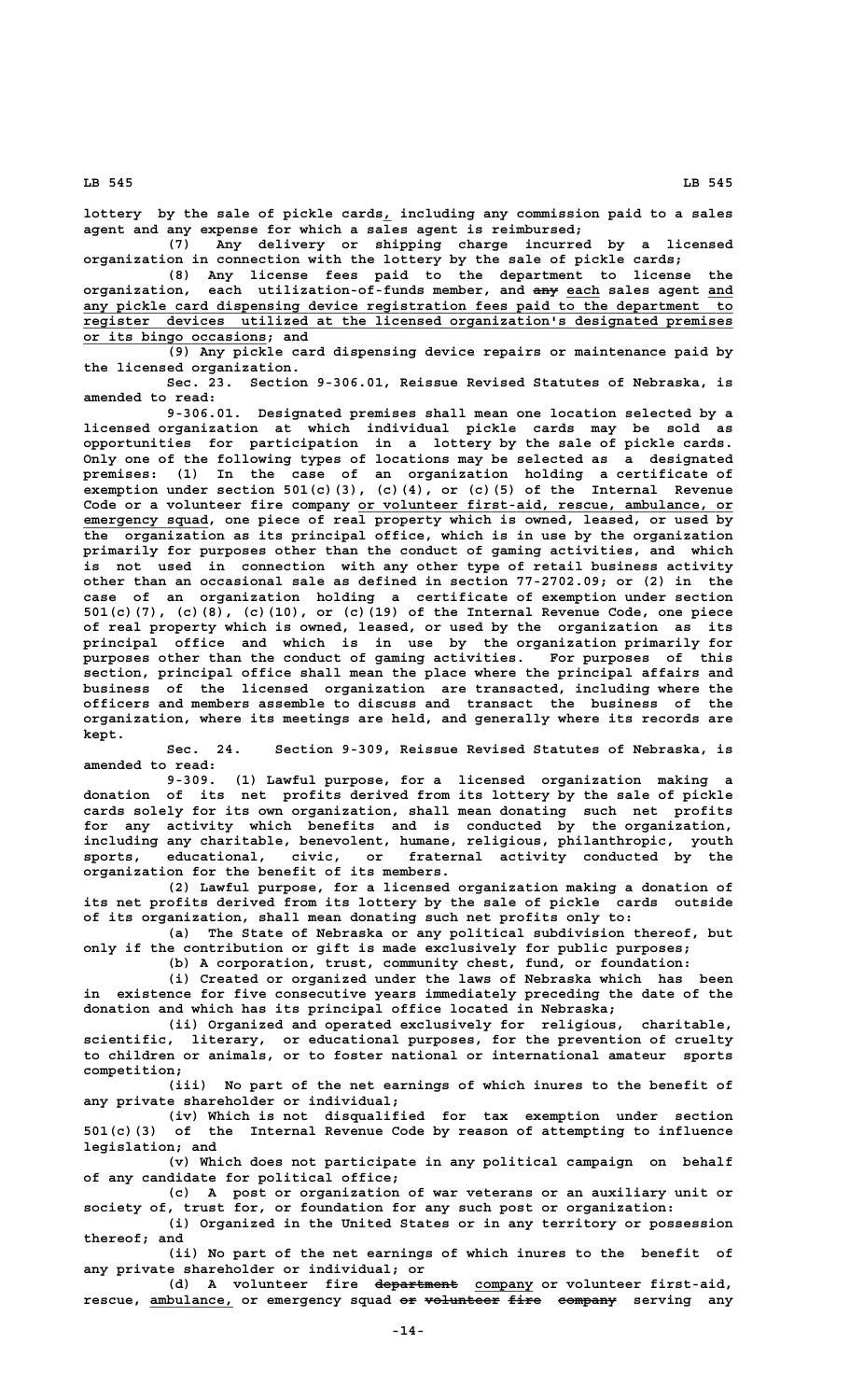lottery by the sale of pickle cards, including any commission paid to a sales agent and any expense for which a sales agent is reimbursed;

(7) Any delivery or shipping charge incurred by a licensed organization in connection with the lottery by the sale of pickle cards;

(8) Any license fees paid to the department to license the organization, each utilization-of-funds member, and any each sales agent and any pickle card dispensing device registration fees paid to the department to register devices utilized at the licensed organization's designated premises or its bingo occasions; and

(9) Any pickle card dispensing device repairs or maintenance paid by the licensed organization.

Sec. 23. Section 9-306.01, Reissue Revised Statutes of Nebraska, is amended to read:

9-306.01. Designated premises shall mean one location selected by a licensed organization at which individual pickle cards may be sold as opportunities for participation in a lottery by the sale of pickle cards. Only one of the following types of locations may be selected as a designated premises: (1) In the case of an organization holding a certificate of exemption under section 501(c)(3), (c)(4), or (c)(5) of the Internal Revenue Code or a volunteer fire company or volunteer first-aid, rescue, ambulance, or emergency squad, one piece of real property which is owned, leased, or used by the organization as its principal office, which is in use by the organization primarily for purposes other than the conduct of gaming activities, and which is not used in connection with any other type of retail business activity other than an occasional sale as defined in section 77-2702.09; or (2) in the case of an organization holding a certificate of exemption under section 501(c)(7), (c)(8), (c)(10), or (c)(19) of the Internal Revenue Code, one piece of real property which is owned, leased, or used by the organization as its principal office and which is in use by the organization primarily for purposes other than the conduct of gaming activities. For purposes of this section, principal office shall mean the place where the principal affairs and business of the licensed organization are transacted, including where the officers and members assemble to discuss and transact the business of the organization, where its meetings are held, and generally where its records are kept.

Sec. 24. Section 9-309, Reissue Revised Statutes of Nebraska, is amended to read:

9-309. (1) Lawful purpose, for a licensed organization making a donation of its net profits derived from its lottery by the sale of pickle cards solely for its own organization, shall mean donating such net profits for any activity which benefits and is conducted by the organization, including any charitable, benevolent, humane, religious, philanthropic, youth sports, educational, civic, or fraternal activity conducted by the organization for the benefit of its members.

(2) Lawful purpose, for a licensed organization making a donation of its net profits derived from its lottery by the sale of pickle cards outside of its organization, shall mean donating such net profits only to:

(a) The State of Nebraska or any political subdivision thereof, but only if the contribution or gift is made exclusively for public purposes;

(b) A corporation, trust, community chest, fund, or foundation:

(i) Created or organized under the laws of Nebraska which has been in existence for five consecutive years immediately preceding the date of the donation and which has its principal office located in Nebraska;

(ii) Organized and operated exclusively for religious, charitable, scientific, literary, or educational purposes, for the prevention of cruelty to children or animals, or to foster national or international amateur sports competition;

(iii) No part of the net earnings of which inures to the benefit of any private shareholder or individual;

(iv) Which is not disqualified for tax exemption under section 501(c)(3) of the Internal Revenue Code by reason of attempting to influence legislation; and

(v) Which does not participate in any political campaign on behalf of any candidate for political office;

(c) A post or organization of war veterans or an auxiliary unit or society of, trust for, or foundation for any such post or organization:

(i) Organized in the United States or in any territory or possession thereof; and

(ii) No part of the net earnings of which inures to the benefit of any private shareholder or individual; or

(d) A volunteer fire department company or volunteer first-aid, rescue, ambulance, or emergency squad or volunteer fire company serving any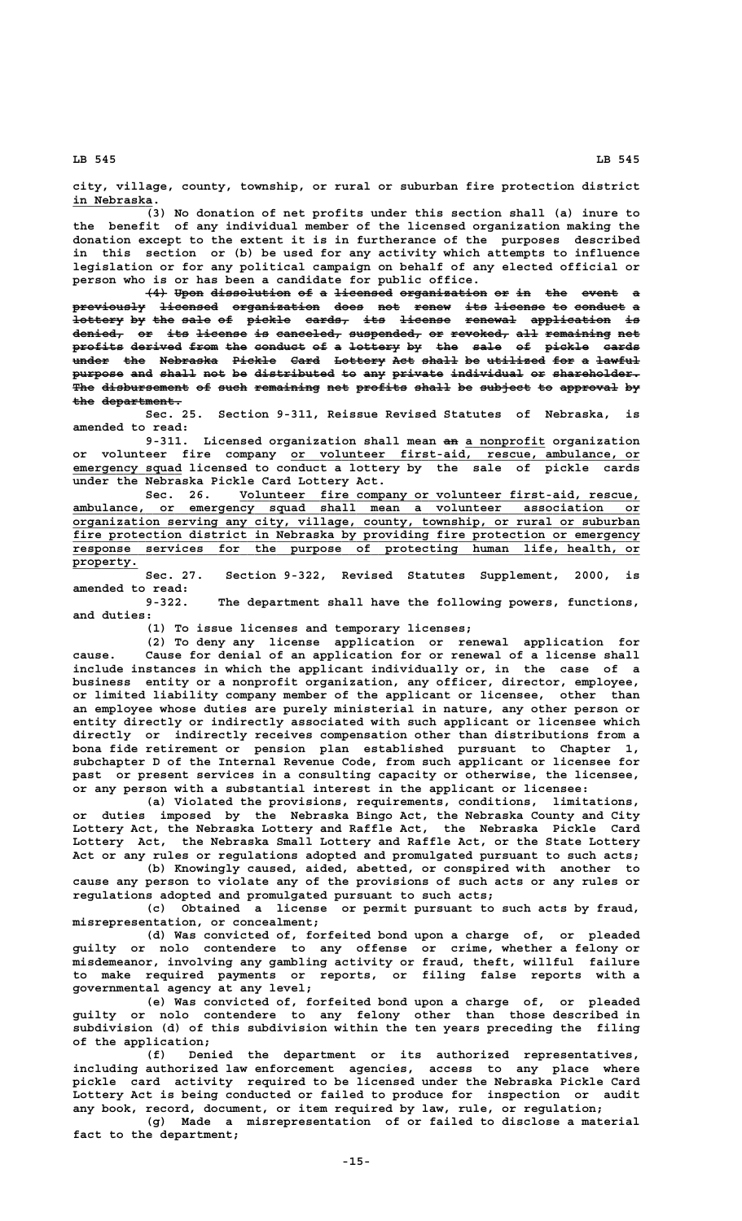city, village, county, township, or rural or suburban fire protection district in Nebraska.

(3) No donation of net profits under this section shall (a) inure to the benefit of any individual member of the licensed organization making the donation except to the extent it is in furtherance of the purposes described in this section or (b) be used for any activity which attempts to influence legislation or for any political campaign on behalf of any elected official or person who is or has been a candidate for public office.

~~(4) Upon dissolution of a licensed organization or in the event a previously licensed organization does not renew its license to conduct a lottery by the sale of pickle cards, its license renewal application is denied, or its license is canceled, suspended, or revoked, all remaining net profits derived from the conduct of a lottery by the sale of pickle cards under the Nebraska Pickle Card Lottery Act shall be utilized for a lawful purpose and shall not be distributed to any private individual or shareholder. The disbursement of such remaining net profits shall be subject to approval by the department.~~

Sec. 25. Section 9-311, Reissue Revised Statutes of Nebraska, is amended to read:

9-311. Licensed organization shall mean ~~an~~ a nonprofit organization or volunteer fire company or volunteer first-aid, rescue, ambulance, or emergency squad licensed to conduct a lottery by the sale of pickle cards under the Nebraska Pickle Card Lottery Act.

Sec. 26. Volunteer fire company or volunteer first-aid, rescue, ambulance, or emergency squad shall mean a volunteer association or organization serving any city, village, county, township, or rural or suburban fire protection district in Nebraska by providing fire protection or emergency response services for the purpose of protecting human life, health, or property.

Sec. 27. Section 9-322, Revised Statutes Supplement, 2000, is amended to read:

9-322. The department shall have the following powers, functions, and duties:

(1) To issue licenses and temporary licenses;

(2) To deny any license application or renewal application for cause. Cause for denial of an application for or renewal of a license shall include instances in which the applicant individually or, in the case of a business entity or a nonprofit organization, any officer, director, employee, or limited liability company member of the applicant or licensee, other than an employee whose duties are purely ministerial in nature, any other person or entity directly or indirectly associated with such applicant or licensee which directly or indirectly receives compensation other than distributions from a bona fide retirement or pension plan established pursuant to Chapter 1, subchapter D of the Internal Revenue Code, from such applicant or licensee for past or present services in a consulting capacity or otherwise, the licensee, or any person with a substantial interest in the applicant or licensee:

(a) Violated the provisions, requirements, conditions, limitations, or duties imposed by the Nebraska Bingo Act, the Nebraska County and City Lottery Act, the Nebraska Lottery and Raffle Act, the Nebraska Pickle Card Lottery Act, the Nebraska Small Lottery and Raffle Act, or the State Lottery Act or any rules or regulations adopted and promulgated pursuant to such acts;

(b) Knowingly caused, aided, abetted, or conspired with another to cause any person to violate any of the provisions of such acts or any rules or regulations adopted and promulgated pursuant to such acts;

(c) Obtained a license or permit pursuant to such acts by fraud, misrepresentation, or concealment;

(d) Was convicted of, forfeited bond upon a charge of, or pleaded guilty or nolo contendere to any offense or crime, whether a felony or misdemeanor, involving any gambling activity or fraud, theft, willful failure to make required payments or reports, or filing false reports with a governmental agency at any level;

(e) Was convicted of, forfeited bond upon a charge of, or pleaded guilty or nolo contendere to any felony other than those described in subdivision (d) of this subdivision within the ten years preceding the filing of the application;

(f) Denied the department or its authorized representatives, including authorized law enforcement agencies, access to any place where pickle card activity required to be licensed under the Nebraska Pickle Card Lottery Act is being conducted or failed to produce for inspection or audit any book, record, document, or item required by law, rule, or regulation;

(g) Made a misrepresentation of or failed to disclose a material fact to the department;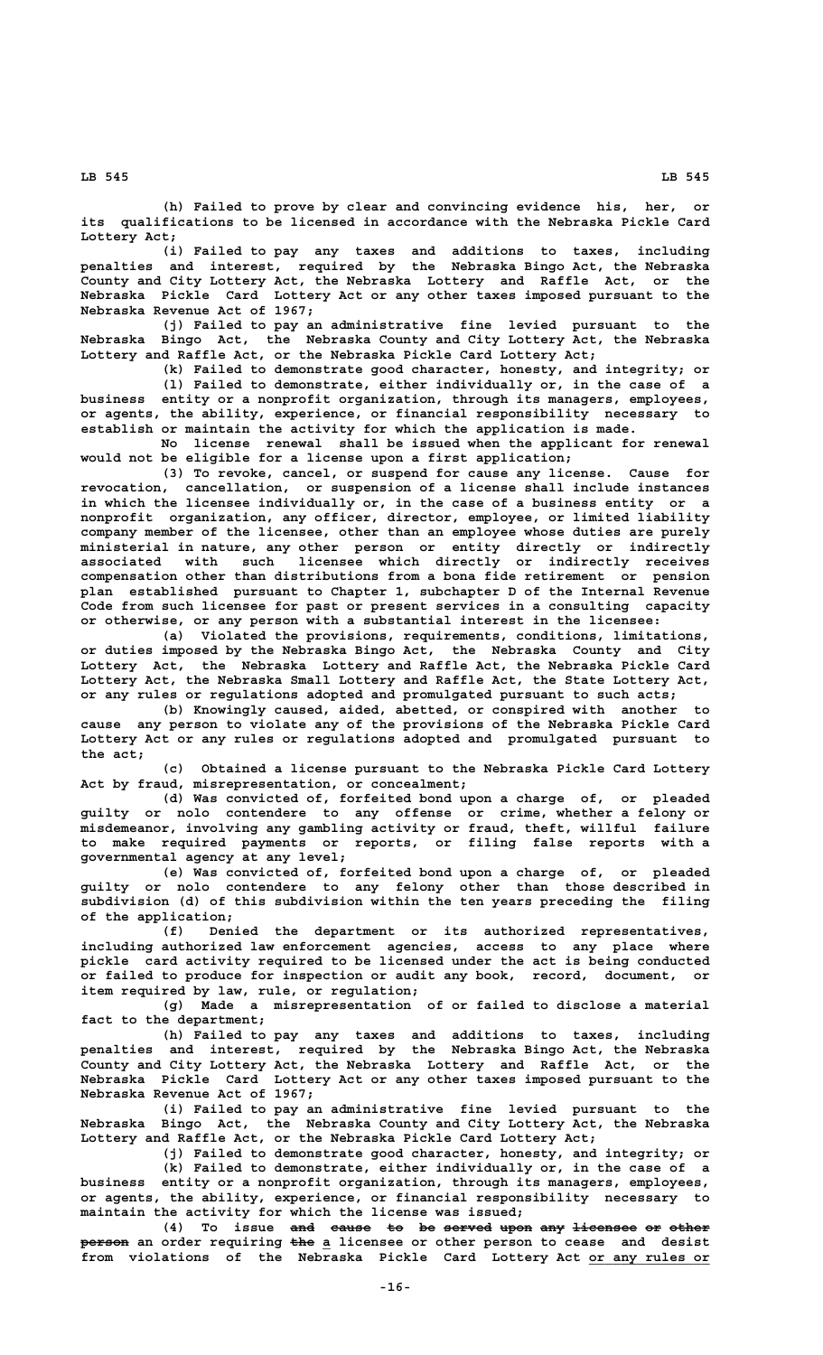(h) Failed to prove by clear and convincing evidence his, her, or its qualifications to be licensed in accordance with the Nebraska Pickle Card Lottery Act;

(i) Failed to pay any taxes and additions to taxes, including penalties and interest, required by the Nebraska Bingo Act, the Nebraska County and City Lottery Act, the Nebraska Lottery and Raffle Act, or the Nebraska Pickle Card Lottery Act or any other taxes imposed pursuant to the Nebraska Revenue Act of 1967;

(j) Failed to pay an administrative fine levied pursuant to the Nebraska Bingo Act, the Nebraska County and City Lottery Act, the Nebraska Lottery and Raffle Act, or the Nebraska Pickle Card Lottery Act;

(k) Failed to demonstrate good character, honesty, and integrity; or

(l) Failed to demonstrate, either individually or, in the case of a business entity or a nonprofit organization, through its managers, employees, or agents, the ability, experience, or financial responsibility necessary to establish or maintain the activity for which the application is made.

No license renewal shall be issued when the applicant for renewal would not be eligible for a license upon a first application;

(3) To revoke, cancel, or suspend for cause any license. Cause for revocation, cancellation, or suspension of a license shall include instances in which the licensee individually or, in the case of a business entity or a nonprofit organization, any officer, director, employee, or limited liability company member of the licensee, other than an employee whose duties are purely ministerial in nature, any other person or entity directly or indirectly associated with such licensee which directly or indirectly receives compensation other than distributions from a bona fide retirement or pension plan established pursuant to Chapter 1, subchapter D of the Internal Revenue Code from such licensee for past or present services in a consulting capacity or otherwise, or any person with a substantial interest in the licensee:

(a) Violated the provisions, requirements, conditions, limitations, or duties imposed by the Nebraska Bingo Act, the Nebraska County and City Lottery Act, the Nebraska Lottery and Raffle Act, the Nebraska Pickle Card Lottery Act, the Nebraska Small Lottery and Raffle Act, the State Lottery Act, or any rules or regulations adopted and promulgated pursuant to such acts;

(b) Knowingly caused, aided, abetted, or conspired with another to cause any person to violate any of the provisions of the Nebraska Pickle Card Lottery Act or any rules or regulations adopted and promulgated pursuant to the act;

(c) Obtained a license pursuant to the Nebraska Pickle Card Lottery Act by fraud, misrepresentation, or concealment;

(d) Was convicted of, forfeited bond upon a charge of, or pleaded guilty or nolo contendere to any offense or crime, whether a felony or misdemeanor, involving any gambling activity or fraud, theft, willful failure to make required payments or reports, or filing false reports with a governmental agency at any level;

(e) Was convicted of, forfeited bond upon a charge of, or pleaded guilty or nolo contendere to any felony other than those described in subdivision (d) of this subdivision within the ten years preceding the filing of the application;

(f) Denied the department or its authorized representatives, including authorized law enforcement agencies, access to any place where pickle card activity required to be licensed under the act is being conducted or failed to produce for inspection or audit any book, record, document, or item required by law, rule, or regulation;

(g) Made a misrepresentation of or failed to disclose a material fact to the department;

(h) Failed to pay any taxes and additions to taxes, including penalties and interest, required by the Nebraska Bingo Act, the Nebraska County and City Lottery Act, the Nebraska Lottery and Raffle Act, or the Nebraska Pickle Card Lottery Act or any other taxes imposed pursuant to the Nebraska Revenue Act of 1967;

(i) Failed to pay an administrative fine levied pursuant to the Nebraska Bingo Act, the Nebraska County and City Lottery Act, the Nebraska Lottery and Raffle Act, or the Nebraska Pickle Card Lottery Act;

(j) Failed to demonstrate good character, honesty, and integrity; or

(k) Failed to demonstrate, either individually or, in the case of a business entity or a nonprofit organization, through its managers, employees, or agents, the ability, experience, or financial responsibility necessary to maintain the activity for which the license was issued;

(4) To issue ~~and cause to be served upon any licensee or other person~~ an order requiring ~~the~~ a licensee or other person to cease and desist from violations of the Nebraska Pickle Card Lottery Act or any rules or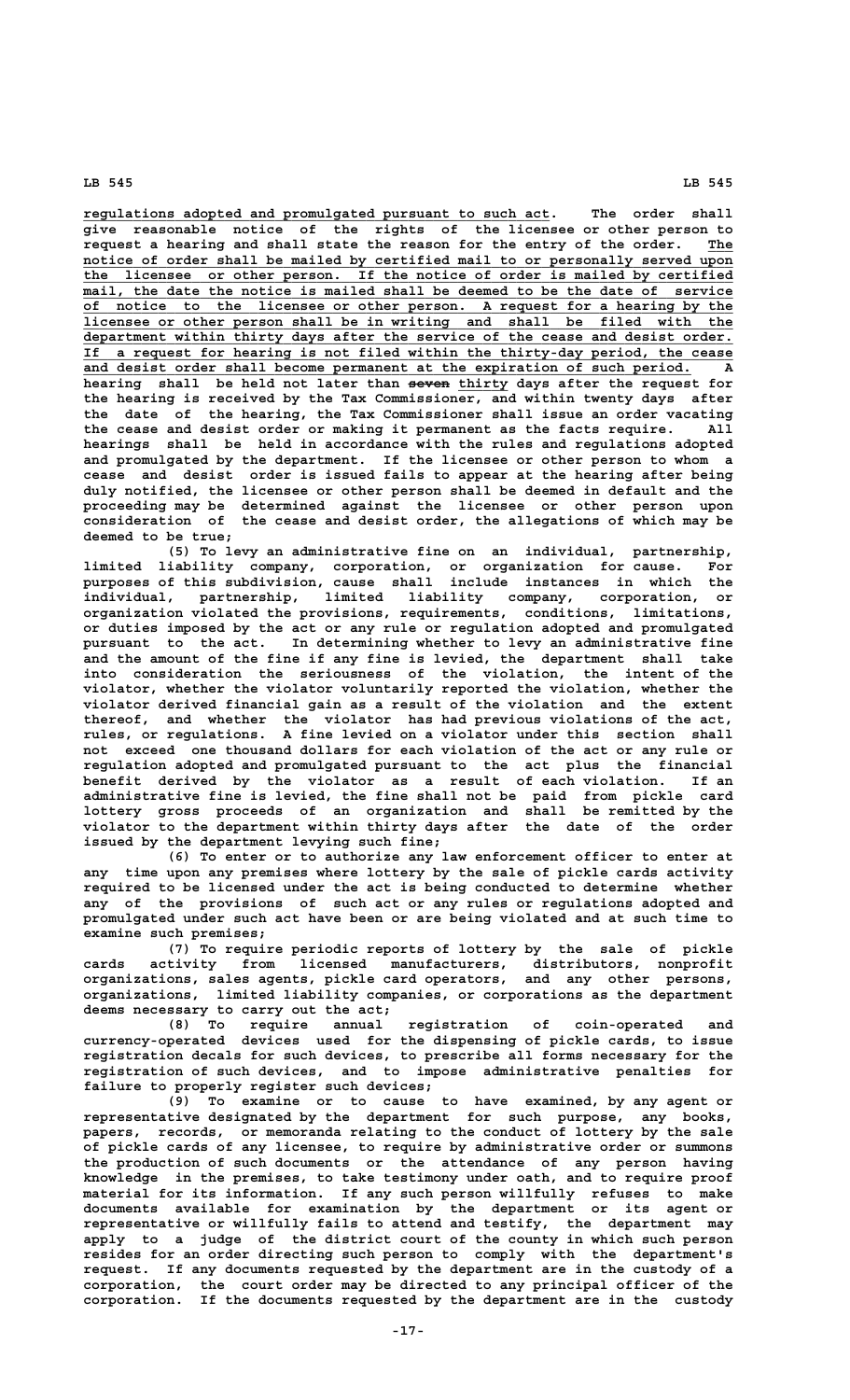regulations adopted and promulgated pursuant to such act. The order shall give reasonable notice of the rights of the licensee or other person to request a hearing and shall state the reason for the entry of the order. The notice of order shall be mailed by certified mail to or personally served upon the licensee or other person. If the notice of order is mailed by certified mail, the date the notice is mailed shall be deemed to be the date of service of notice to the licensee or other person. A request for a hearing by the licensee or other person shall be in writing and shall be filed with the department within thirty days after the service of the cease and desist order. If a request for hearing is not filed within the thirty-day period, the cease and desist order shall become permanent at the expiration of such period. A hearing shall be held not later than ~~seven~~ thirty days after the request for the hearing is received by the Tax Commissioner, and within twenty days after the date of the hearing, the Tax Commissioner shall issue an order vacating the cease and desist order or making it permanent as the facts require. All hearings shall be held in accordance with the rules and regulations adopted and promulgated by the department. If the licensee or other person to whom a cease and desist order is issued fails to appear at the hearing after being duly notified, the licensee or other person shall be deemed in default and the proceeding may be determined against the licensee or other person upon consideration of the cease and desist order, the allegations of which may be deemed to be true;

(5) To levy an administrative fine on an individual, partnership, limited liability company, corporation, or organization for cause. For purposes of this subdivision, cause shall include instances in which the individual, partnership, limited liability company, corporation, or organization violated the provisions, requirements, conditions, limitations, or duties imposed by the act or any rule or regulation adopted and promulgated pursuant to the act. In determining whether to levy an administrative fine and the amount of the fine if any fine is levied, the department shall take into consideration the seriousness of the violation, the intent of the violator, whether the violator voluntarily reported the violation, whether the violator derived financial gain as a result of the violation and the extent thereof, and whether the violator has had previous violations of the act, rules, or regulations. A fine levied on a violator under this section shall not exceed one thousand dollars for each violation of the act or any rule or regulation adopted and promulgated pursuant to the act plus the financial benefit derived by the violator as a result of each violation. If an administrative fine is levied, the fine shall not be paid from pickle card lottery gross proceeds of an organization and shall be remitted by the violator to the department within thirty days after the date of the order issued by the department levying such fine;

(6) To enter or to authorize any law enforcement officer to enter at any time upon any premises where lottery by the sale of pickle cards activity required to be licensed under the act is being conducted to determine whether any of the provisions of such act or any rules or regulations adopted and promulgated under such act have been or are being violated and at such time to examine such premises;

(7) To require periodic reports of lottery by the sale of pickle cards activity from licensed manufacturers, distributors, nonprofit organizations, sales agents, pickle card operators, and any other persons, organizations, limited liability companies, or corporations as the department deems necessary to carry out the act;

(8) To require annual registration of coin-operated and currency-operated devices used for the dispensing of pickle cards, to issue registration decals for such devices, to prescribe all forms necessary for the registration of such devices, and to impose administrative penalties for failure to properly register such devices;

(9) To examine or to cause to have examined, by any agent or representative designated by the department for such purpose, any books, papers, records, or memoranda relating to the conduct of lottery by the sale of pickle cards of any licensee, to require by administrative order or summons the production of such documents or the attendance of any person having knowledge in the premises, to take testimony under oath, and to require proof material for its information. If any such person willfully refuses to make documents available for examination by the department or its agent or representative or willfully fails to attend and testify, the department may apply to a judge of the district court of the county in which such person resides for an order directing such person to comply with the department's request. If any documents requested by the department are in the custody of a corporation, the court order may be directed to any principal officer of the corporation. If the documents requested by the department are in the custody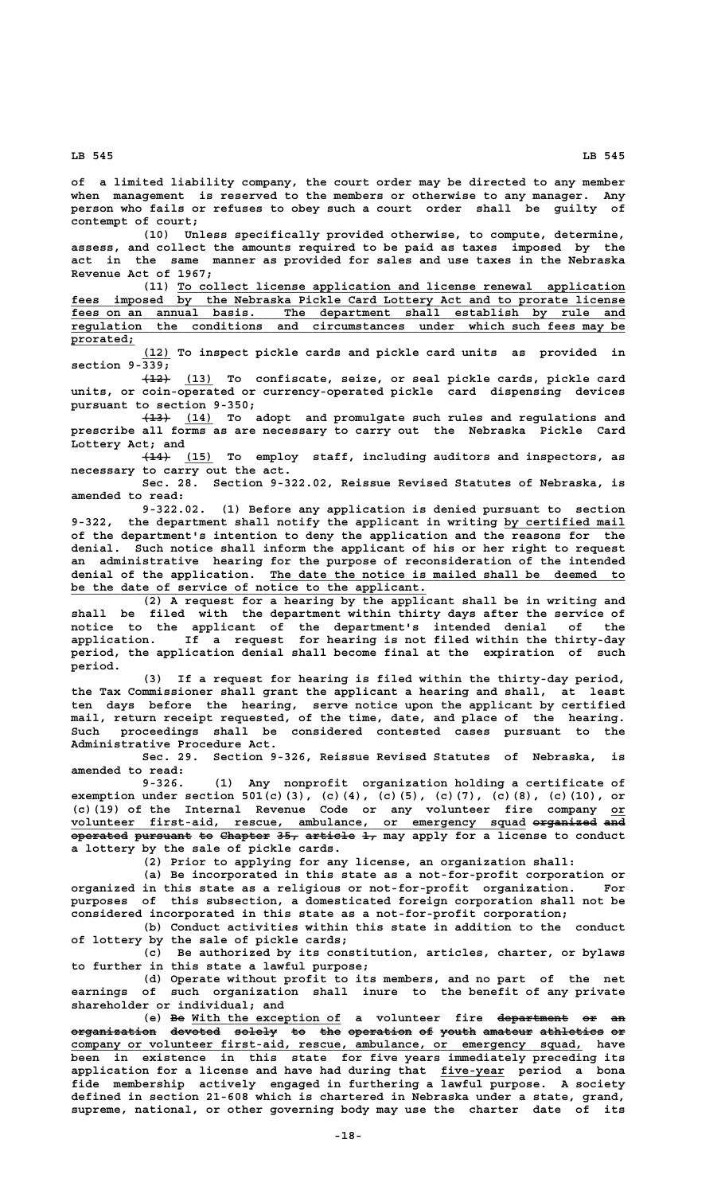of a limited liability company, the court order may be directed to any member when management is reserved to the members or otherwise to any manager. Any person who fails or refuses to obey such a court order shall be guilty of contempt of court;

(10) Unless specifically provided otherwise, to compute, determine, assess, and collect the amounts required to be paid as taxes imposed by the act in the same manner as provided for sales and use taxes in the Nebraska Revenue Act of 1967;

(11) To collect license application and license renewal application fees imposed by the Nebraska Pickle Card Lottery Act and to prorate license fees on an annual basis. The department shall establish by rule and regulation the conditions and circumstances under which such fees may be prorated;

(12) To inspect pickle cards and pickle card units as provided in section 9-339;

~~(12)~~ (13) To confiscate, seize, or seal pickle cards, pickle card units, or coin-operated or currency-operated pickle card dispensing devices pursuant to section 9-350;

~~(13)~~ (14) To adopt and promulgate such rules and regulations and prescribe all forms as are necessary to carry out the Nebraska Pickle Card Lottery Act; and

~~(14)~~ (15) To employ staff, including auditors and inspectors, as necessary to carry out the act.

Sec. 28. Section 9-322.02, Reissue Revised Statutes of Nebraska, is amended to read:

9-322.02. (1) Before any application is denied pursuant to section 9-322, the department shall notify the applicant in writing by certified mail of the department's intention to deny the application and the reasons for the denial. Such notice shall inform the applicant of his or her right to request an administrative hearing for the purpose of reconsideration of the intended denial of the application. The date the notice is mailed shall be deemed to be the date of service of notice to the applicant.

(2) A request for a hearing by the applicant shall be in writing and shall be filed with the department within thirty days after the service of notice to the applicant of the department's intended denial of the application. If a request for hearing is not filed within the thirty-day period, the application denial shall become final at the expiration of such period.

(3) If a request for hearing is filed within the thirty-day period, the Tax Commissioner shall grant the applicant a hearing and shall, at least ten days before the hearing, serve notice upon the applicant by certified mail, return receipt requested, of the time, date, and place of the hearing. Such proceedings shall be considered contested cases pursuant to the Administrative Procedure Act.

Sec. 29. Section 9-326, Reissue Revised Statutes of Nebraska, is amended to read:

9-326. (1) Any nonprofit organization holding a certificate of exemption under section 501(c)(3), (c)(4), (c)(5), (c)(7), (c)(8), (c)(10), or (c)(19) of the Internal Revenue Code or any volunteer fire company or volunteer first-aid, rescue, ambulance, or emergency squad ~~organized and operated pursuant to Chapter 35, article 1,~~ may apply for a license to conduct a lottery by the sale of pickle cards.

(2) Prior to applying for any license, an organization shall:

(a) Be incorporated in this state as a not-for-profit corporation or organized in this state as a religious or not-for-profit organization. For purposes of this subsection, a domesticated foreign corporation shall not be considered incorporated in this state as a not-for-profit corporation;

(b) Conduct activities within this state in addition to the conduct of lottery by the sale of pickle cards;

(c) Be authorized by its constitution, articles, charter, or bylaws to further in this state a lawful purpose;

(d) Operate without profit to its members, and no part of the net earnings of such organization shall inure to the benefit of any private shareholder or individual; and

(e) ~~Be~~ With the exception of a volunteer fire ~~department or an organization devoted solely to the operation of youth amateur athletics or~~ company or volunteer first-aid, rescue, ambulance, or emergency squad, have been in existence in this state for five years immediately preceding its application for a license and have had during that five-year period a bona fide membership actively engaged in furthering a lawful purpose. A society defined in section 21-608 which is chartered in Nebraska under a state, grand, supreme, national, or other governing body may use the charter date of its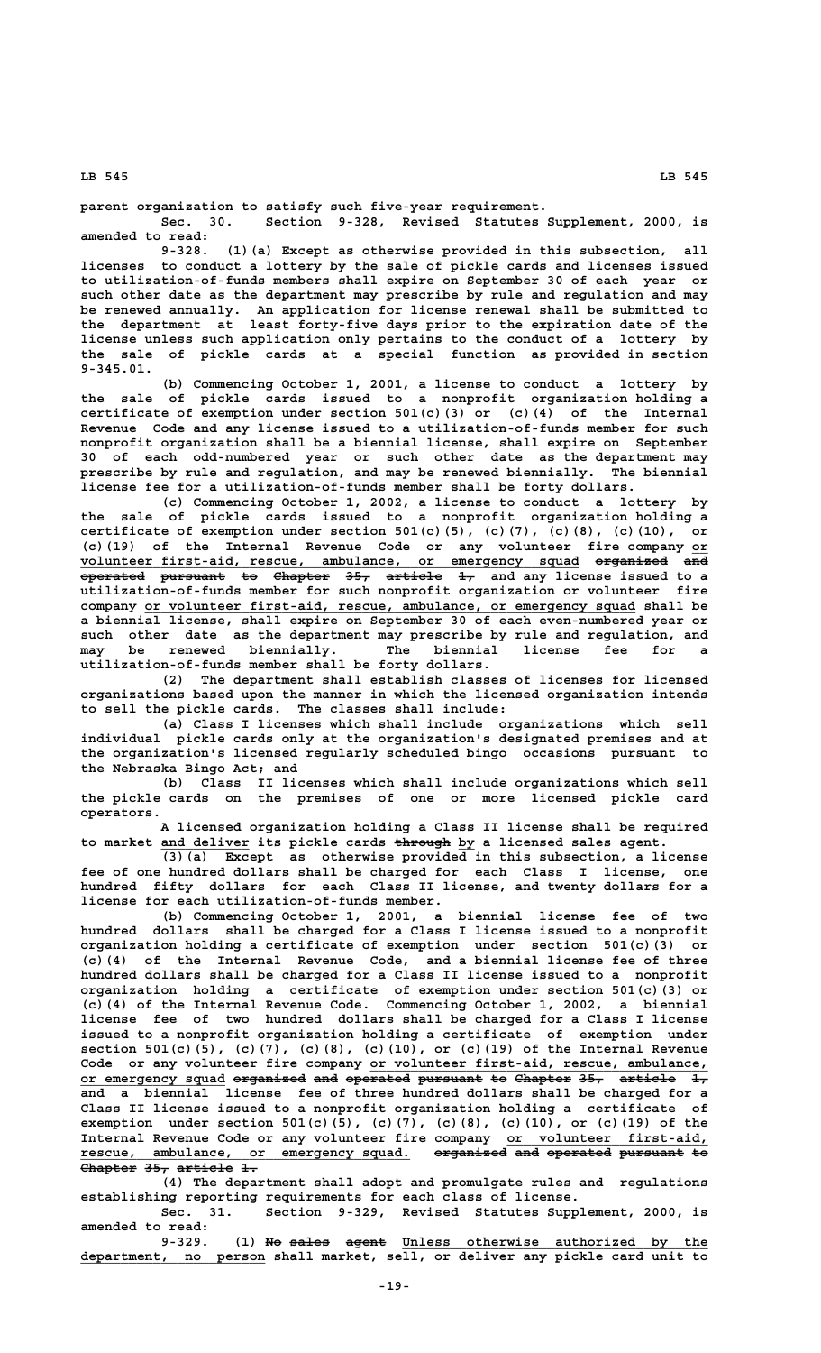parent organization to satisfy such five-year requirement.

Sec. 30. Section 9-328, Revised Statutes Supplement, 2000, is amended to read:

9-328. (1)(a) Except as otherwise provided in this subsection, all licenses to conduct a lottery by the sale of pickle cards and licenses issued to utilization-of-funds members shall expire on September 30 of each year or such other date as the department may prescribe by rule and regulation and may be renewed annually. An application for license renewal shall be submitted to the department at least forty-five days prior to the expiration date of the license unless such application only pertains to the conduct of a lottery by the sale of pickle cards at a special function as provided in section 9-345.01.

(b) Commencing October 1, 2001, a license to conduct a lottery by the sale of pickle cards issued to a nonprofit organization holding a certificate of exemption under section 501(c)(3) or (c)(4) of the Internal Revenue Code and any license issued to a utilization-of-funds member for such nonprofit organization shall be a biennial license, shall expire on September 30 of each odd-numbered year or such other date as the department may prescribe by rule and regulation, and may be renewed biennially. The biennial license fee for a utilization-of-funds member shall be forty dollars.

(c) Commencing October 1, 2002, a license to conduct a lottery by the sale of pickle cards issued to a nonprofit organization holding a certificate of exemption under section 501(c)(5), (c)(7), (c)(8), (c)(10), or (c)(19) of the Internal Revenue Code or any volunteer fire company or volunteer first-aid, rescue, ambulance, or emergency squad ~~organized and operated pursuant to Chapter 35, article 1,~~ and any license issued to a utilization-of-funds member for such nonprofit organization or volunteer fire company or volunteer first-aid, rescue, ambulance, or emergency squad shall be a biennial license, shall expire on September 30 of each even-numbered year or such other date as the department may prescribe by rule and regulation, and may be renewed biennially. The biennial license fee for a utilization-of-funds member shall be forty dollars.

(2) The department shall establish classes of licenses for licensed organizations based upon the manner in which the licensed organization intends to sell the pickle cards. The classes shall include:

(a) Class I licenses which shall include organizations which sell individual pickle cards only at the organization's designated premises and at the organization's licensed regularly scheduled bingo occasions pursuant to the Nebraska Bingo Act; and

(b) Class II licenses which shall include organizations which sell the pickle cards on the premises of one or more licensed pickle card operators.

A licensed organization holding a Class II license shall be required to market and deliver its pickle cards ~~through~~ by a licensed sales agent.

(3)(a) Except as otherwise provided in this subsection, a license fee of one hundred dollars shall be charged for each Class I license, one hundred fifty dollars for each Class II license, and twenty dollars for a license for each utilization-of-funds member.

(b) Commencing October 1, 2001, a biennial license fee of two hundred dollars shall be charged for a Class I license issued to a nonprofit organization holding a certificate of exemption under section 501(c)(3) or (c)(4) of the Internal Revenue Code, and a biennial license fee of three hundred dollars shall be charged for a Class II license issued to a nonprofit organization holding a certificate of exemption under section 501(c)(3) or (c)(4) of the Internal Revenue Code. Commencing October 1, 2002, a biennial license fee of two hundred dollars shall be charged for a Class I license issued to a nonprofit organization holding a certificate of exemption under section 501(c)(5), (c)(7), (c)(8), (c)(10), or (c)(19) of the Internal Revenue Code or any volunteer fire company or volunteer first-aid, rescue, ambulance, or emergency squad ~~organized and operated pursuant to Chapter 35, article 1,~~ and a biennial license fee of three hundred dollars shall be charged for a Class II license issued to a nonprofit organization holding a certificate of exemption under section 501(c)(5), (c)(7), (c)(8), (c)(10), or (c)(19) of the Internal Revenue Code or any volunteer fire company or volunteer first-aid, rescue, ambulance, or emergency squad. ~~organized and operated pursuant to Chapter 35, article 1.~~

(4) The department shall adopt and promulgate rules and regulations establishing reporting requirements for each class of license.

Sec. 31. Section 9-329, Revised Statutes Supplement, 2000, is amended to read:

9-329. (1) ~~No sales agent~~ Unless otherwise authorized by the department, no person shall market, sell, or deliver any pickle card unit to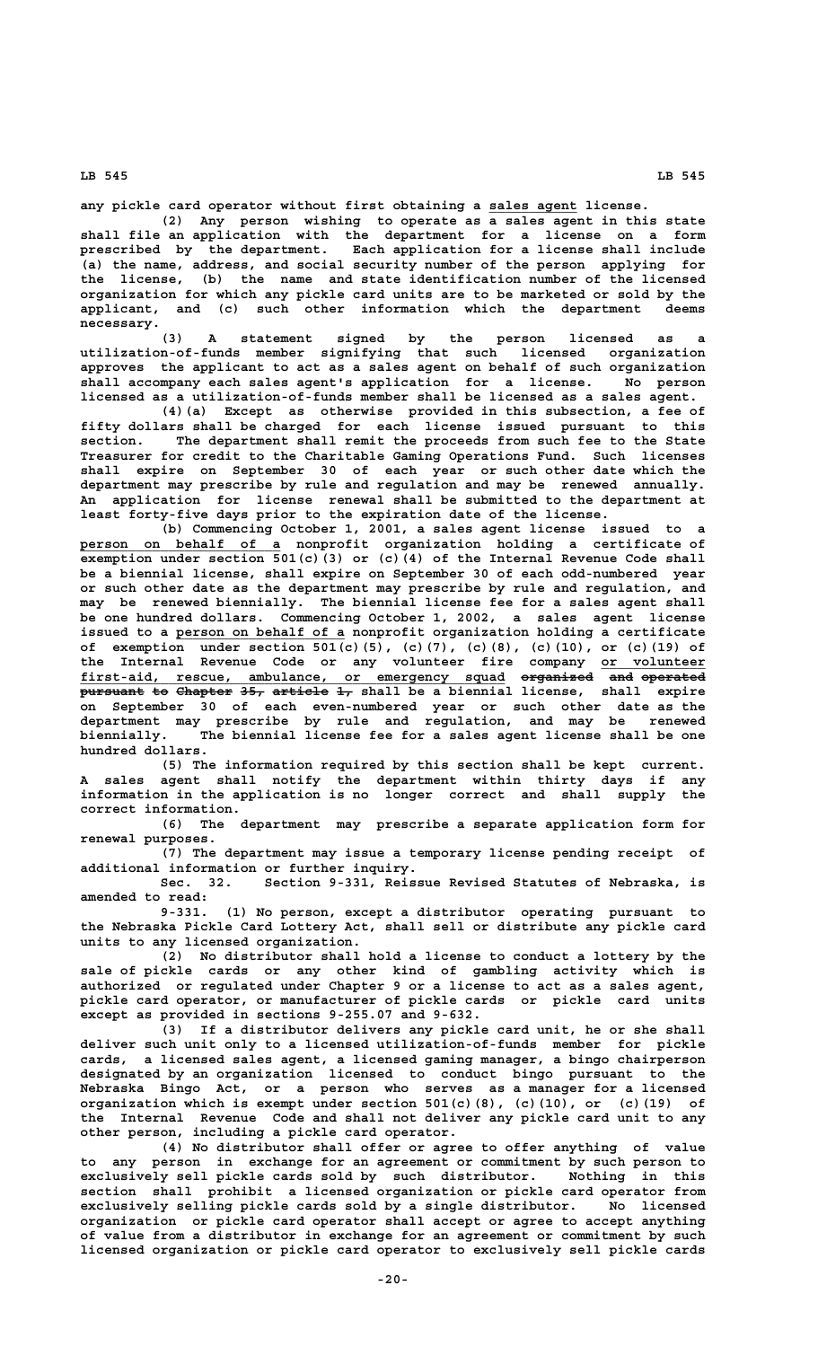any pickle card operator without first obtaining a sales agent license.

(2) Any person wishing to operate as a sales agent in this state shall file an application with the department for a license on a form prescribed by the department. Each application for a license shall include (a) the name, address, and social security number of the person applying for the license, (b) the name and state identification number of the licensed organization for which any pickle card units are to be marketed or sold by the applicant, and (c) such other information which the department deems necessary.

(3) A statement signed by the person licensed as a utilization-of-funds member signifying that such licensed organization approves the applicant to act as a sales agent on behalf of such organization shall accompany each sales agent's application for a license. No person licensed as a utilization-of-funds member shall be licensed as a sales agent.

(4)(a) Except as otherwise provided in this subsection, a fee of fifty dollars shall be charged for each license issued pursuant to this section. The department shall remit the proceeds from such fee to the State Treasurer for credit to the Charitable Gaming Operations Fund. Such licenses shall expire on September 30 of each year or such other date which the department may prescribe by rule and regulation and may be renewed annually. An application for license renewal shall be submitted to the department at least forty-five days prior to the expiration date of the license.

(b) Commencing October 1, 2001, a sales agent license issued to a person on behalf of a nonprofit organization holding a certificate of exemption under section 501(c)(3) or (c)(4) of the Internal Revenue Code shall be a biennial license, shall expire on September 30 of each odd-numbered year or such other date as the department may prescribe by rule and regulation, and may be renewed biennially. The biennial license fee for a sales agent shall be one hundred dollars. Commencing October 1, 2002, a sales agent license issued to a person on behalf of a nonprofit organization holding a certificate of exemption under section 501(c)(5), (c)(7), (c)(8), (c)(10), or (c)(19) of the Internal Revenue Code or any volunteer fire company or volunteer first-aid, rescue, ambulance, or emergency squad ~~organized and operated pursuant to Chapter 35, article 1,~~ shall be a biennial license, shall expire on September 30 of each even-numbered year or such other date as the department may prescribe by rule and regulation, and may be renewed biennially. The biennial license fee for a sales agent license shall be one hundred dollars.

(5) The information required by this section shall be kept current. A sales agent shall notify the department within thirty days if any information in the application is no longer correct and shall supply the correct information.

(6) The department may prescribe a separate application form for renewal purposes.

(7) The department may issue a temporary license pending receipt of additional information or further inquiry.

Sec. 32. Section 9-331, Reissue Revised Statutes of Nebraska, is amended to read:

9-331. (1) No person, except a distributor operating pursuant to the Nebraska Pickle Card Lottery Act, shall sell or distribute any pickle card units to any licensed organization.

(2) No distributor shall hold a license to conduct a lottery by the sale of pickle cards or any other kind of gambling activity which is authorized or regulated under Chapter 9 or a license to act as a sales agent, pickle card operator, or manufacturer of pickle cards or pickle card units except as provided in sections 9-255.07 and 9-632.

(3) If a distributor delivers any pickle card unit, he or she shall deliver such unit only to a licensed utilization-of-funds member for pickle cards, a licensed sales agent, a licensed gaming manager, a bingo chairperson designated by an organization licensed to conduct bingo pursuant to the Nebraska Bingo Act, or a person who serves as a manager for a licensed organization which is exempt under section 501(c)(8), (c)(10), or (c)(19) of the Internal Revenue Code and shall not deliver any pickle card unit to any other person, including a pickle card operator.

(4) No distributor shall offer or agree to offer anything of value to any person in exchange for an agreement or commitment by such person to exclusively sell pickle cards sold by such distributor. Nothing in this section shall prohibit a licensed organization or pickle card operator from exclusively selling pickle cards sold by a single distributor. No licensed organization or pickle card operator shall accept or agree to accept anything of value from a distributor in exchange for an agreement or commitment by such licensed organization or pickle card operator to exclusively sell pickle cards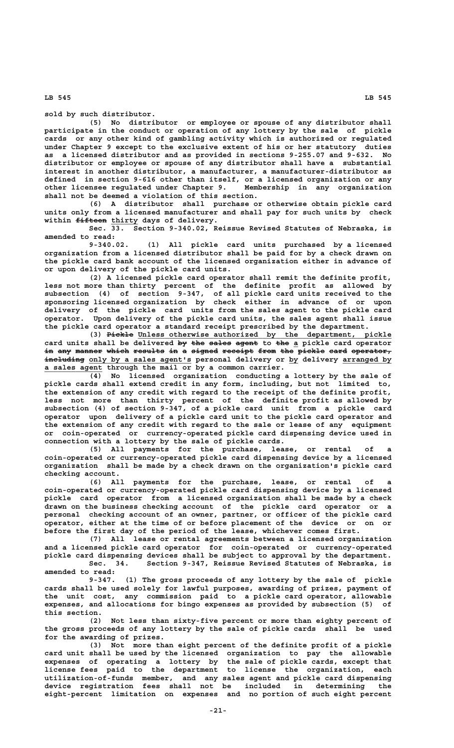sold by such distributor.

(5) No distributor or employee or spouse of any distributor shall participate in the conduct or operation of any lottery by the sale of pickle cards or any other kind of gambling activity which is authorized or regulated under Chapter 9 except to the exclusive extent of his or her statutory duties as a licensed distributor and as provided in sections 9-255.07 and 9-632. No distributor or employee or spouse of any distributor shall have a substantial interest in another distributor, a manufacturer, a manufacturer-distributor as defined in section 9-616 other than itself, or a licensed organization or any other licensee regulated under Chapter 9. Membership in any organization shall not be deemed a violation of this section.

(6) A distributor shall purchase or otherwise obtain pickle card units only from a licensed manufacturer and shall pay for such units by check within ~~fifteen~~ thirty days of delivery.

Sec. 33. Section 9-340.02, Reissue Revised Statutes of Nebraska, is amended to read:

9-340.02. (1) All pickle card units purchased by a licensed organization from a licensed distributor shall be paid for by a check drawn on the pickle card bank account of the licensed organization either in advance of or upon delivery of the pickle card units.

(2) A licensed pickle card operator shall remit the definite profit, less not more than thirty percent of the definite profit as allowed by subsection (4) of section 9-347, of all pickle card units received to the sponsoring licensed organization by check either in advance of or upon delivery of the pickle card units from the sales agent to the pickle card operator. Upon delivery of the pickle card units, the sales agent shall issue the pickle card operator a standard receipt prescribed by the department.

(3) ~~Pickle~~ Unless otherwise authorized by the department, pickle card units shall be delivered ~~by the sales agent~~ to ~~the~~ a pickle card operator ~~in any manner which results in a signed receipt from the pickle card operator, including~~ only by a sales agent's personal delivery or by delivery arranged by a sales agent through the mail or by a common carrier.

(4) No licensed organization conducting a lottery by the sale of pickle cards shall extend credit in any form, including, but not limited to, the extension of any credit with regard to the receipt of the definite profit, less not more than thirty percent of the definite profit as allowed by subsection (4) of section 9-347, of a pickle card unit from a pickle card operator upon delivery of a pickle card unit to the pickle card operator and the extension of any credit with regard to the sale or lease of any equipment or coin-operated or currency-operated pickle card dispensing device used in connection with a lottery by the sale of pickle cards.

(5) All payments for the purchase, lease, or rental of a coin-operated or currency-operated pickle card dispensing device by a licensed organization shall be made by a check drawn on the organization's pickle card checking account.

(6) All payments for the purchase, lease, or rental of a coin-operated or currency-operated pickle card dispensing device by a licensed pickle card operator from a licensed organization shall be made by a check drawn on the business checking account of the pickle card operator or a personal checking account of an owner, partner, or officer of the pickle card operator, either at the time of or before placement of the device or on or before the first day of the period of the lease, whichever comes first.

(7) All lease or rental agreements between a licensed organization and a licensed pickle card operator for coin-operated or currency-operated pickle card dispensing devices shall be subject to approval by the department.

Sec. 34. Section 9-347, Reissue Revised Statutes of Nebraska, is amended to read:

9-347. (1) The gross proceeds of any lottery by the sale of pickle cards shall be used solely for lawful purposes, awarding of prizes, payment of the unit cost, any commission paid to a pickle card operator, allowable expenses, and allocations for bingo expenses as provided by subsection (5) of this section.

(2) Not less than sixty-five percent or more than eighty percent of the gross proceeds of any lottery by the sale of pickle cards shall be used for the awarding of prizes.

(3) Not more than eight percent of the definite profit of a pickle card unit shall be used by the licensed organization to pay the allowable expenses of operating a lottery by the sale of pickle cards, except that license fees paid to the department to license the organization, each utilization-of-funds member, and any sales agent and pickle card dispensing device registration fees shall not be included in determining the eight-percent limitation on expenses and no portion of such eight percent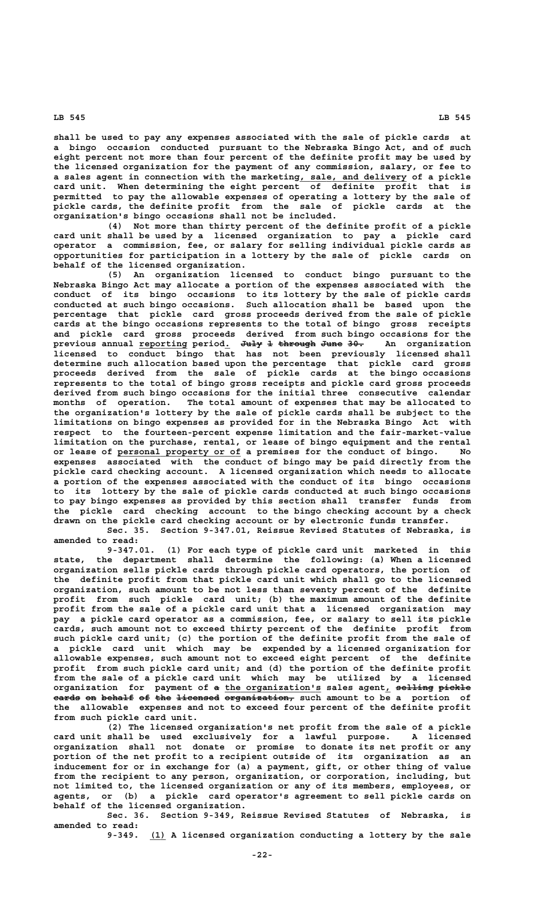shall be used to pay any expenses associated with the sale of pickle cards at a bingo occasion conducted pursuant to the Nebraska Bingo Act, and of such eight percent not more than four percent of the definite profit may be used by the licensed organization for the payment of any commission, salary, or fee to a sales agent in connection with the marketing, sale, and delivery of a pickle card unit. When determining the eight percent of definite profit that is permitted to pay the allowable expenses of operating a lottery by the sale of pickle cards, the definite profit from the sale of pickle cards at the organization's bingo occasions shall not be included.

(4) Not more than thirty percent of the definite profit of a pickle card unit shall be used by a licensed organization to pay a pickle card operator a commission, fee, or salary for selling individual pickle cards as opportunities for participation in a lottery by the sale of pickle cards on behalf of the licensed organization.

(5) An organization licensed to conduct bingo pursuant to the Nebraska Bingo Act may allocate a portion of the expenses associated with the conduct of its bingo occasions to its lottery by the sale of pickle cards conducted at such bingo occasions. Such allocation shall be based upon the percentage that pickle card gross proceeds derived from the sale of pickle cards at the bingo occasions represents to the total of bingo gross receipts and pickle card gross proceeds derived from such bingo occasions for the previous annual reporting period. ~~July 1 through June 30.~~ An organization licensed to conduct bingo that has not been previously licensed shall determine such allocation based upon the percentage that pickle card gross proceeds derived from the sale of pickle cards at the bingo occasions represents to the total of bingo gross receipts and pickle card gross proceeds derived from such bingo occasions for the initial three consecutive calendar months of operation. The total amount of expenses that may be allocated to the organization's lottery by the sale of pickle cards shall be subject to the limitations on bingo expenses as provided for in the Nebraska Bingo Act with respect to the fourteen-percent expense limitation and the fair-market-value limitation on the purchase, rental, or lease of bingo equipment and the rental or lease of personal property or of a premises for the conduct of bingo. No expenses associated with the conduct of bingo may be paid directly from the pickle card checking account. A licensed organization which needs to allocate a portion of the expenses associated with the conduct of its bingo occasions to its lottery by the sale of pickle cards conducted at such bingo occasions to pay bingo expenses as provided by this section shall transfer funds from the pickle card checking account to the bingo checking account by a check drawn on the pickle card checking account or by electronic funds transfer.

Sec. 35. Section 9-347.01, Reissue Revised Statutes of Nebraska, is amended to read:

9-347.01. (1) For each type of pickle card unit marketed in this state, the department shall determine the following: (a) When a licensed organization sells pickle cards through pickle card operators, the portion of the definite profit from that pickle card unit which shall go to the licensed organization, such amount to be not less than seventy percent of the definite profit from such pickle card unit; (b) the maximum amount of the definite profit from the sale of a pickle card unit that a licensed organization may pay a pickle card operator as a commission, fee, or salary to sell its pickle cards, such amount not to exceed thirty percent of the definite profit from such pickle card unit; (c) the portion of the definite profit from the sale of a pickle card unit which may be expended by a licensed organization for allowable expenses, such amount not to exceed eight percent of the definite profit from such pickle card unit; and (d) the portion of the definite profit from the sale of a pickle card unit which may be utilized by a licensed organization for payment of ~~a~~ the organization's sales agent, ~~selling pickle cards on behalf of the licensed organization,~~ such amount to be a portion of the allowable expenses and not to exceed four percent of the definite profit from such pickle card unit.

(2) The licensed organization's net profit from the sale of a pickle card unit shall be used exclusively for a lawful purpose. A licensed organization shall not donate or promise to donate its net profit or any portion of the net profit to a recipient outside of its organization as an inducement for or in exchange for (a) a payment, gift, or other thing of value from the recipient to any person, organization, or corporation, including, but not limited to, the licensed organization or any of its members, employees, or agents, or (b) a pickle card operator's agreement to sell pickle cards on behalf of the licensed organization.

Sec. 36. Section 9-349, Reissue Revised Statutes of Nebraska, is amended to read:

9-349. (1) A licensed organization conducting a lottery by the sale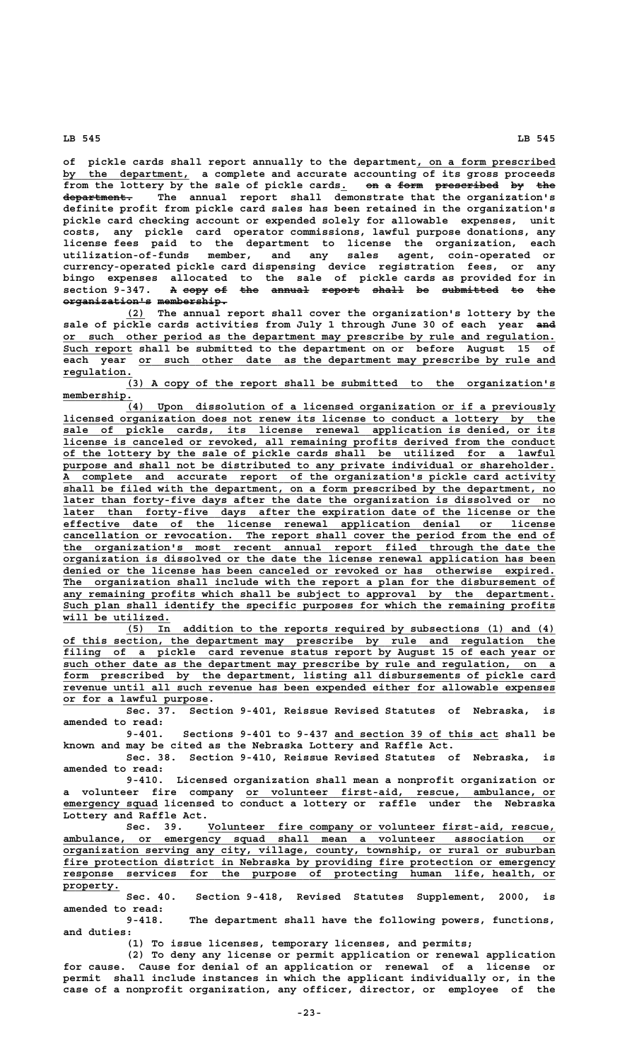of pickle cards shall report annually to the department, on a form prescribed by the department, a complete and accurate accounting of its gross proceeds from the lottery by the sale of pickle cards. ~~on a form prescribed by the department.~~ The annual report shall demonstrate that the organization's definite profit from pickle card sales has been retained in the organization's pickle card checking account or expended solely for allowable expenses, unit costs, any pickle card operator commissions, lawful purpose donations, any license fees paid to the department to license the organization, each utilization-of-funds member, and any sales agent, coin-operated or currency-operated pickle card dispensing device registration fees, or any bingo expenses allocated to the sale of pickle cards as provided for in section 9-347. ~~A copy of the annual report shall be submitted to the organization's membership.~~

(2) The annual report shall cover the organization's lottery by the sale of pickle cards activities from July 1 through June 30 of each year ~~and~~ or such other period as the department may prescribe by rule and regulation. Such report shall be submitted to the department on or before August 15 of each year or such other date as the department may prescribe by rule and regulation.

(3) A copy of the report shall be submitted to the organization's membership.

(4) Upon dissolution of a licensed organization or if a previously licensed organization does not renew its license to conduct a lottery by the sale of pickle cards, its license renewal application is denied, or its license is canceled or revoked, all remaining profits derived from the conduct of the lottery by the sale of pickle cards shall be utilized for a lawful purpose and shall not be distributed to any private individual or shareholder. A complete and accurate report of the organization's pickle card activity shall be filed with the department, on a form prescribed by the department, no later than forty-five days after the date the organization is dissolved or no later than forty-five days after the expiration date of the license or the effective date of the license renewal application denial or license cancellation or revocation. The report shall cover the period from the end of the organization's most recent annual report filed through the date the organization is dissolved or the date the license renewal application has been denied or the license has been canceled or revoked or has otherwise expired. The organization shall include with the report a plan for the disbursement of any remaining profits which shall be subject to approval by the department. Such plan shall identify the specific purposes for which the remaining profits will be utilized.

(5) In addition to the reports required by subsections (1) and (4) of this section, the department may prescribe by rule and regulation the filing of a pickle card revenue status report by August 15 of each year or such other date as the department may prescribe by rule and regulation, on a form prescribed by the department, listing all disbursements of pickle card revenue until all such revenue has been expended either for allowable expenses or for a lawful purpose.

Sec. 37. Section 9-401, Reissue Revised Statutes of Nebraska, is amended to read:

9-401. Sections 9-401 to 9-437 and section 39 of this act shall be known and may be cited as the Nebraska Lottery and Raffle Act.

Sec. 38. Section 9-410, Reissue Revised Statutes of Nebraska, is amended to read:

9-410. Licensed organization shall mean a nonprofit organization or a volunteer fire company or volunteer first-aid, rescue, ambulance, or emergency squad licensed to conduct a lottery or raffle under the Nebraska Lottery and Raffle Act.

Sec. 39. Volunteer fire company or volunteer first-aid, rescue, ambulance, or emergency squad shall mean a volunteer association or organization serving any city, village, county, township, or rural or suburban fire protection district in Nebraska by providing fire protection or emergency response services for the purpose of protecting human life, health, or property.

Sec. 40. Section 9-418, Revised Statutes Supplement, 2000, is amended to read:

9-418. The department shall have the following powers, functions, and duties:

(1) To issue licenses, temporary licenses, and permits;

(2) To deny any license or permit application or renewal application for cause. Cause for denial of an application or renewal of a license or permit shall include instances in which the applicant individually or, in the case of a nonprofit organization, any officer, director, or employee of the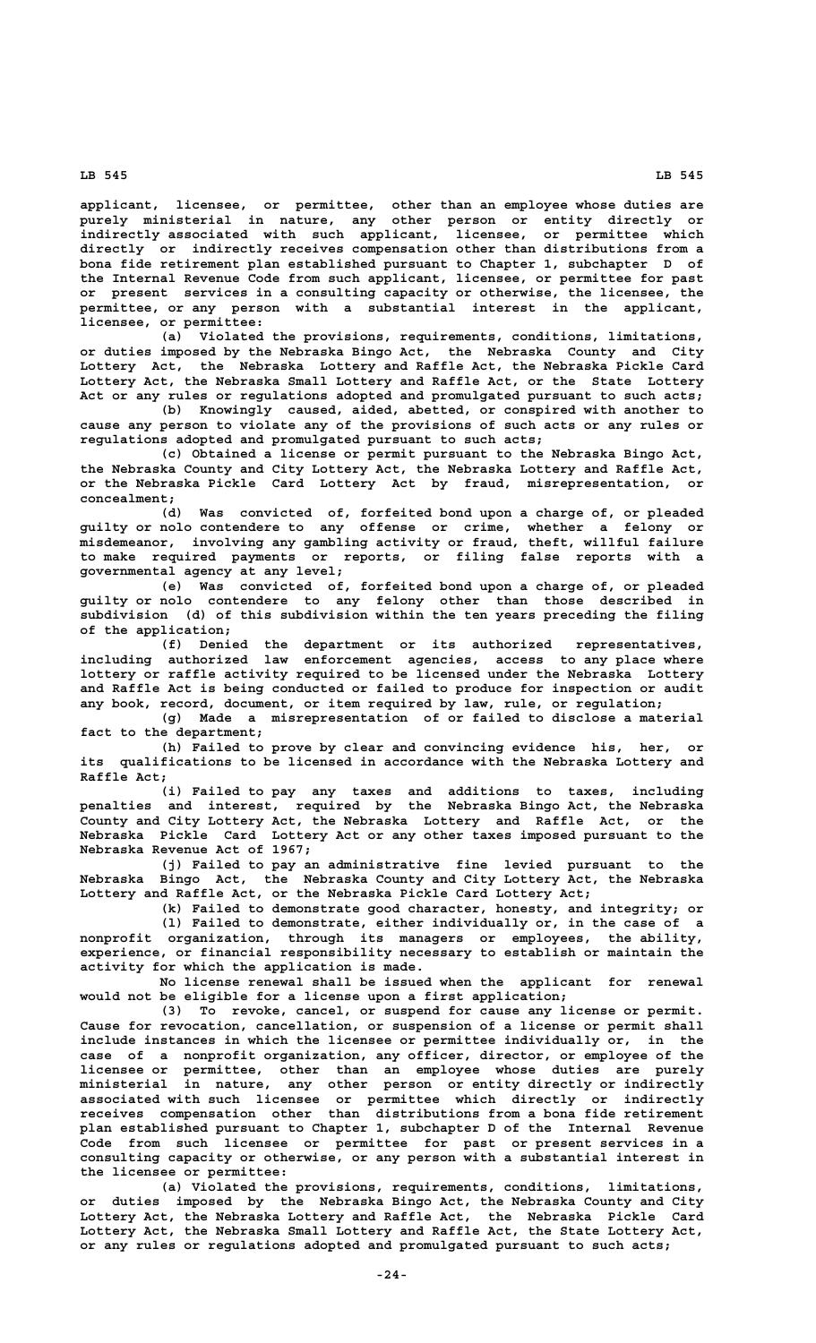applicant, licensee, or permittee, other than an employee whose duties are purely ministerial in nature, any other person or entity directly or indirectly associated with such applicant, licensee, or permittee which directly or indirectly receives compensation other than distributions from a bona fide retirement plan established pursuant to Chapter 1, subchapter D of the Internal Revenue Code from such applicant, licensee, or permittee for past or present services in a consulting capacity or otherwise, the licensee, the permittee, or any person with a substantial interest in the applicant, licensee, or permittee:

(a) Violated the provisions, requirements, conditions, limitations, or duties imposed by the Nebraska Bingo Act, the Nebraska County and City Lottery Act, the Nebraska Lottery and Raffle Act, the Nebraska Pickle Card Lottery Act, the Nebraska Small Lottery and Raffle Act, or the State Lottery Act or any rules or regulations adopted and promulgated pursuant to such acts;

(b) Knowingly caused, aided, abetted, or conspired with another to cause any person to violate any of the provisions of such acts or any rules or regulations adopted and promulgated pursuant to such acts;

(c) Obtained a license or permit pursuant to the Nebraska Bingo Act, the Nebraska County and City Lottery Act, the Nebraska Lottery and Raffle Act, or the Nebraska Pickle Card Lottery Act by fraud, misrepresentation, or concealment;

(d) Was convicted of, forfeited bond upon a charge of, or pleaded guilty or nolo contendere to any offense or crime, whether a felony or misdemeanor, involving any gambling activity or fraud, theft, willful failure to make required payments or reports, or filing false reports with a governmental agency at any level;

(e) Was convicted of, forfeited bond upon a charge of, or pleaded guilty or nolo contendere to any felony other than those described in subdivision (d) of this subdivision within the ten years preceding the filing of the application;

(f) Denied the department or its authorized representatives, including authorized law enforcement agencies, access to any place where lottery or raffle activity required to be licensed under the Nebraska Lottery and Raffle Act is being conducted or failed to produce for inspection or audit any book, record, document, or item required by law, rule, or regulation;

(g) Made a misrepresentation of or failed to disclose a material fact to the department;

(h) Failed to prove by clear and convincing evidence his, her, or its qualifications to be licensed in accordance with the Nebraska Lottery and Raffle Act;

(i) Failed to pay any taxes and additions to taxes, including penalties and interest, required by the Nebraska Bingo Act, the Nebraska County and City Lottery Act, the Nebraska Lottery and Raffle Act, or the Nebraska Pickle Card Lottery Act or any other taxes imposed pursuant to the Nebraska Revenue Act of 1967;

(j) Failed to pay an administrative fine levied pursuant to the Nebraska Bingo Act, the Nebraska County and City Lottery Act, the Nebraska Lottery and Raffle Act, or the Nebraska Pickle Card Lottery Act;

(k) Failed to demonstrate good character, honesty, and integrity; or

(l) Failed to demonstrate, either individually or, in the case of a nonprofit organization, through its managers or employees, the ability, experience, or financial responsibility necessary to establish or maintain the activity for which the application is made.

No license renewal shall be issued when the applicant for renewal would not be eligible for a license upon a first application;

(3) To revoke, cancel, or suspend for cause any license or permit. Cause for revocation, cancellation, or suspension of a license or permit shall include instances in which the licensee or permittee individually or, in the case of a nonprofit organization, any officer, director, or employee of the licensee or permittee, other than an employee whose duties are purely ministerial in nature, any other person or entity directly or indirectly associated with such licensee or permittee which directly or indirectly receives compensation other than distributions from a bona fide retirement plan established pursuant to Chapter 1, subchapter D of the Internal Revenue Code from such licensee or permittee for past or present services in a consulting capacity or otherwise, or any person with a substantial interest in the licensee or permittee:

(a) Violated the provisions, requirements, conditions, limitations, or duties imposed by the Nebraska Bingo Act, the Nebraska County and City Lottery Act, the Nebraska Lottery and Raffle Act, the Nebraska Pickle Card Lottery Act, the Nebraska Small Lottery and Raffle Act, the State Lottery Act, or any rules or regulations adopted and promulgated pursuant to such acts;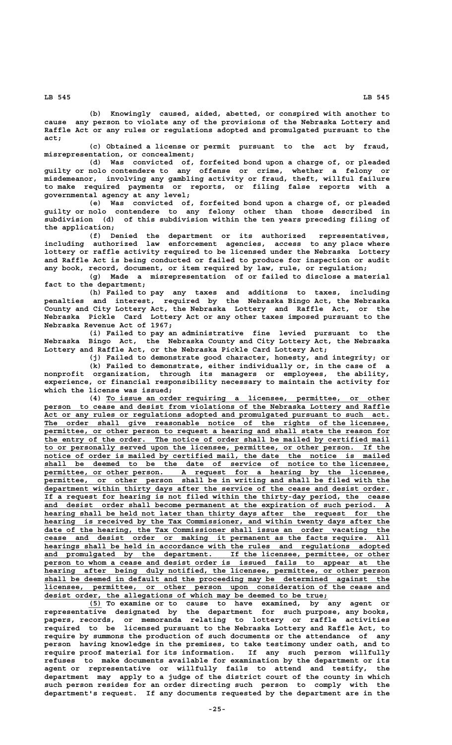(b) Knowingly caused, aided, abetted, or conspired with another to cause any person to violate any of the provisions of the Nebraska Lottery and Raffle Act or any rules or regulations adopted and promulgated pursuant to the act;

(c) Obtained a license or permit pursuant to the act by fraud, misrepresentation, or concealment;

(d) Was convicted of, forfeited bond upon a charge of, or pleaded guilty or nolo contendere to any offense or crime, whether a felony or misdemeanor, involving any gambling activity or fraud, theft, willful failure to make required payments or reports, or filing false reports with a governmental agency at any level;

(e) Was convicted of, forfeited bond upon a charge of, or pleaded guilty or nolo contendere to any felony other than those described in subdivision (d) of this subdivision within the ten years preceding filing of the application;

(f) Denied the department or its authorized representatives, including authorized law enforcement agencies, access to any place where lottery or raffle activity required to be licensed under the Nebraska Lottery and Raffle Act is being conducted or failed to produce for inspection or audit any book, record, document, or item required by law, rule, or regulation;

(g) Made a misrepresentation of or failed to disclose a material fact to the department;

(h) Failed to pay any taxes and additions to taxes, including penalties and interest, required by the Nebraska Bingo Act, the Nebraska County and City Lottery Act, the Nebraska Lottery and Raffle Act, or the Nebraska Pickle Card Lottery Act or any other taxes imposed pursuant to the Nebraska Revenue Act of 1967;

(i) Failed to pay an administrative fine levied pursuant to the Nebraska Bingo Act, the Nebraska County and City Lottery Act, the Nebraska Lottery and Raffle Act, or the Nebraska Pickle Card Lottery Act;

(j) Failed to demonstrate good character, honesty, and integrity; or

(k) Failed to demonstrate, either individually or, in the case of a nonprofit organization, through its managers or employees, the ability, experience, or financial responsibility necessary to maintain the activity for which the license was issued;

(4) To issue an order requiring a licensee, permittee, or other person to cease and desist from violations of the Nebraska Lottery and Raffle Act or any rules or regulations adopted and promulgated pursuant to such act. The order shall give reasonable notice of the rights of the licensee, permittee, or other person to request a hearing and shall state the reason for the entry of the order. The notice of order shall be mailed by certified mail to or personally served upon the licensee, permittee, or other person. If the notice of order is mailed by certified mail, the date the notice is mailed shall be deemed to be the date of service of notice to the licensee, permittee, or other person. A request for a hearing by the licensee, permittee, or other person shall be in writing and shall be filed with the department within thirty days after the service of the cease and desist order. If a request for hearing is not filed within the thirty-day period, the cease and desist order shall become permanent at the expiration of such period. A hearing shall be held not later than thirty days after the request for the hearing is received by the Tax Commissioner, and within twenty days after the date of the hearing, the Tax Commissioner shall issue an order vacating the cease and desist order or making it permanent as the facts require. All hearings shall be held in accordance with the rules and regulations adopted and promulgated by the department. If the licensee, permittee, or other person to whom a cease and desist order is issued fails to appear at the hearing after being duly notified, the licensee, permittee, or other person shall be deemed in default and the proceeding may be determined against the licensee, permittee, or other person upon consideration of the cease and desist order, the allegations of which may be deemed to be true;

(5) To examine or to cause to have examined, by any agent or representative designated by the department for such purpose, any books, papers, records, or memoranda relating to lottery or raffle activities required to be licensed pursuant to the Nebraska Lottery and Raffle Act, to require by summons the production of such documents or the attendance of any person having knowledge in the premises, to take testimony under oath, and to require proof material for its information. If any such person willfully refuses to make documents available for examination by the department or its agent or representative or willfully fails to attend and testify, the department may apply to a judge of the district court of the county in which such person resides for an order directing such person to comply with the department's request. If any documents requested by the department are in the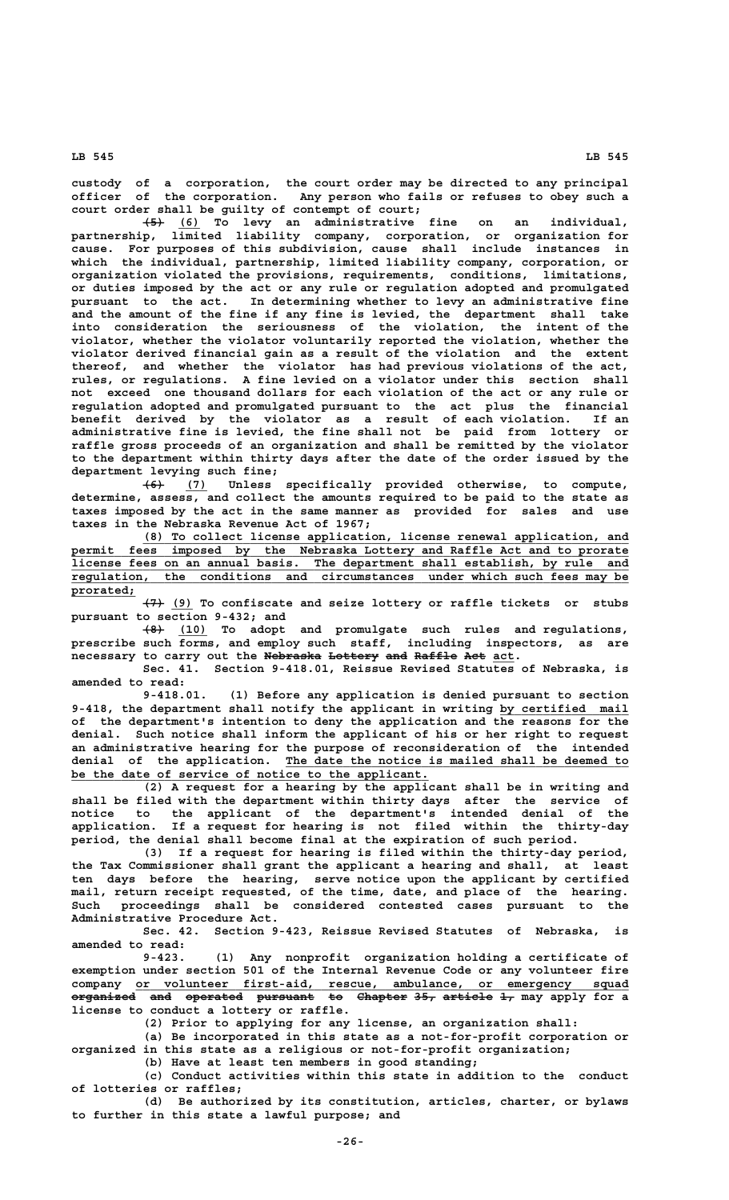custody of a corporation, the court order may be directed to any principal officer of the corporation. Any person who fails or refuses to obey such a court order shall be guilty of contempt of court;

~~(5)~~ (6) To levy an administrative fine on an individual, partnership, limited liability company, corporation, or organization for cause. For purposes of this subdivision, cause shall include instances in which the individual, partnership, limited liability company, corporation, or organization violated the provisions, requirements, conditions, limitations, or duties imposed by the act or any rule or regulation adopted and promulgated pursuant to the act. In determining whether to levy an administrative fine and the amount of the fine if any fine is levied, the department shall take into consideration the seriousness of the violation, the intent of the violator, whether the violator voluntarily reported the violation, whether the violator derived financial gain as a result of the violation and the extent thereof, and whether the violator has had previous violations of the act, rules, or regulations. A fine levied on a violator under this section shall not exceed one thousand dollars for each violation of the act or any rule or regulation adopted and promulgated pursuant to the act plus the financial benefit derived by the violator as a result of each violation. If an administrative fine is levied, the fine shall not be paid from lottery or raffle gross proceeds of an organization and shall be remitted by the violator to the department within thirty days after the date of the order issued by the department levying such fine;

~~(6)~~ (7) Unless specifically provided otherwise, to compute, determine, assess, and collect the amounts required to be paid to the state as taxes imposed by the act in the same manner as provided for sales and use taxes in the Nebraska Revenue Act of 1967;

(8) To collect license application, license renewal application, and permit fees imposed by the Nebraska Lottery and Raffle Act and to prorate license fees on an annual basis. The department shall establish, by rule and regulation, the conditions and circumstances under which such fees may be prorated;

~~(7)~~ (9) To confiscate and seize lottery or raffle tickets or stubs pursuant to section 9-432; and

~~(8)~~ (10) To adopt and promulgate such rules and regulations, prescribe such forms, and employ such staff, including inspectors, as are necessary to carry out the ~~Nebraska Lottery and Raffle Act~~ act.

Sec. 41. Section 9-418.01, Reissue Revised Statutes of Nebraska, is amended to read:

9-418.01. (1) Before any application is denied pursuant to section 9-418, the department shall notify the applicant in writing by certified mail of the department's intention to deny the application and the reasons for the denial. Such notice shall inform the applicant of his or her right to request an administrative hearing for the purpose of reconsideration of the intended denial of the application. The date the notice is mailed shall be deemed to be the date of service of notice to the applicant.

(2) A request for a hearing by the applicant shall be in writing and shall be filed with the department within thirty days after the service of notice to the applicant of the department's intended denial of the application. If a request for hearing is not filed within the thirty-day period, the denial shall become final at the expiration of such period.

(3) If a request for hearing is filed within the thirty-day period, the Tax Commissioner shall grant the applicant a hearing and shall, at least ten days before the hearing, serve notice upon the applicant by certified mail, return receipt requested, of the time, date, and place of the hearing. Such proceedings shall be considered contested cases pursuant to the Administrative Procedure Act.

Sec. 42. Section 9-423, Reissue Revised Statutes of Nebraska, is amended to read:

9-423. (1) Any nonprofit organization holding a certificate of exemption under section 501 of the Internal Revenue Code or any volunteer fire company or volunteer first-aid, rescue, ambulance, or emergency squad ~~organized and operated pursuant to Chapter 35, article 1,~~ may apply for a license to conduct a lottery or raffle.

(2) Prior to applying for any license, an organization shall:

(a) Be incorporated in this state as a not-for-profit corporation or organized in this state as a religious or not-for-profit organization;

(b) Have at least ten members in good standing;

(c) Conduct activities within this state in addition to the conduct of lotteries or raffles;

(d) Be authorized by its constitution, articles, charter, or bylaws to further in this state a lawful purpose; and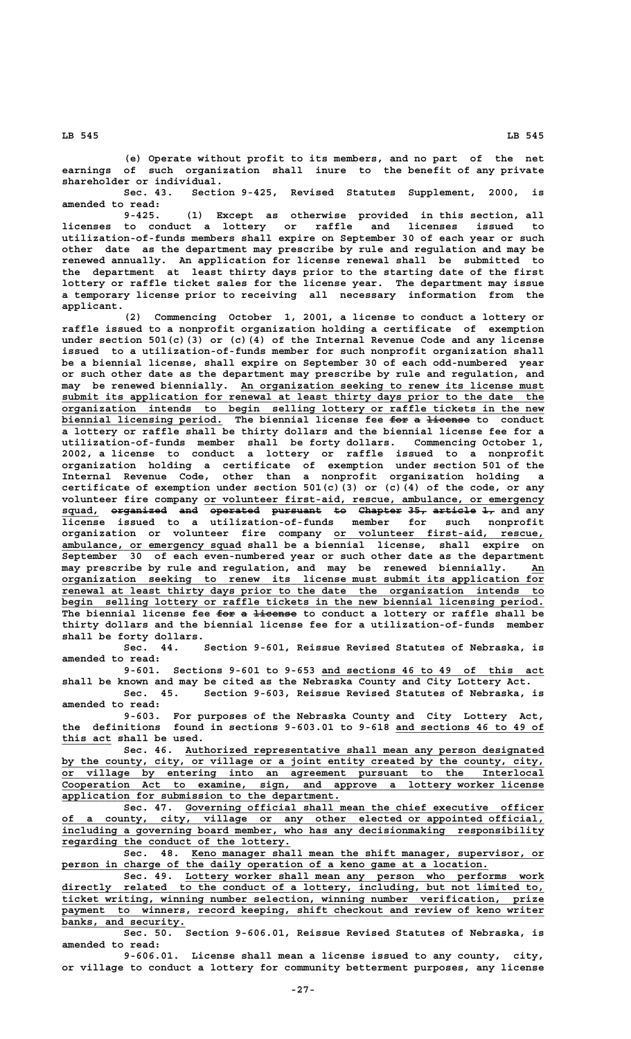(e) Operate without profit to its members, and no part of the net earnings of such organization shall inure to the benefit of any private shareholder or individual.

Sec. 43. Section 9-425, Revised Statutes Supplement, 2000, is amended to read:

9-425. (1) Except as otherwise provided in this section, all licenses to conduct a lottery or raffle and licenses issued to utilization-of-funds members shall expire on September 30 of each year or such other date as the department may prescribe by rule and regulation and may be renewed annually. An application for license renewal shall be submitted to the department at least thirty days prior to the starting date of the first lottery or raffle ticket sales for the license year. The department may issue a temporary license prior to receiving all necessary information from the applicant.

(2) Commencing October 1, 2001, a license to conduct a lottery or raffle issued to a nonprofit organization holding a certificate of exemption under section 501(c)(3) or (c)(4) of the Internal Revenue Code and any license issued to a utilization-of-funds member for such nonprofit organization shall be a biennial license, shall expire on September 30 of each odd-numbered year or such other date as the department may prescribe by rule and regulation, and may be renewed biennially. An organization seeking to renew its license must submit its application for renewal at least thirty days prior to the date the organization intends to begin selling lottery or raffle tickets in the new biennial licensing period. The biennial license fee ~~for a license~~ to conduct a lottery or raffle shall be thirty dollars and the biennial license fee for a utilization-of-funds member shall be forty dollars. Commencing October 1, 2002, a license to conduct a lottery or raffle issued to a nonprofit organization holding a certificate of exemption under section 501 of the Internal Revenue Code, other than a nonprofit organization holding a certificate of exemption under section 501(c)(3) or (c)(4) of the code, or any volunteer fire company or volunteer first-aid, rescue, ambulance, or emergency squad, ~~organized and operated pursuant to Chapter 35, article 1,~~ and any license issued to a utilization-of-funds member for such nonprofit organization or volunteer fire company or volunteer first-aid, rescue, ambulance, or emergency squad shall be a biennial license, shall expire on September 30 of each even-numbered year or such other date as the department may prescribe by rule and regulation, and may be renewed biennially. An organization seeking to renew its license must submit its application for renewal at least thirty days prior to the date the organization intends to begin selling lottery or raffle tickets in the new biennial licensing period. The biennial license fee ~~for a license~~ to conduct a lottery or raffle shall be thirty dollars and the biennial license fee for a utilization-of-funds member shall be forty dollars.

Sec. 44. Section 9-601, Reissue Revised Statutes of Nebraska, is amended to read:

9-601. Sections 9-601 to 9-653 and sections 46 to 49 of this act shall be known and may be cited as the Nebraska County and City Lottery Act.

Sec. 45. Section 9-603, Reissue Revised Statutes of Nebraska, is amended to read:

9-603. For purposes of the Nebraska County and City Lottery Act, the definitions found in sections 9-603.01 to 9-618 and sections 46 to 49 of this act shall be used.

Sec. 46. Authorized representative shall mean any person designated by the county, city, or village or a joint entity created by the county, city, or village by entering into an agreement pursuant to the Interlocal Cooperation Act to examine, sign, and approve a lottery worker license application for submission to the department.

Sec. 47. Governing official shall mean the chief executive officer of a county, city, village or any other elected or appointed official, including a governing board member, who has any decisionmaking responsibility regarding the conduct of the lottery.

Sec. 48. Keno manager shall mean the shift manager, supervisor, or person in charge of the daily operation of a keno game at a location.

Sec. 49. Lottery worker shall mean any person who performs work directly related to the conduct of a lottery, including, but not limited to, ticket writing, winning number selection, winning number verification, prize payment to winners, record keeping, shift checkout and review of keno writer banks, and security.

Sec. 50. Section 9-606.01, Reissue Revised Statutes of Nebraska, is amended to read:

9-606.01. License shall mean a license issued to any county, city, or village to conduct a lottery for community betterment purposes, any license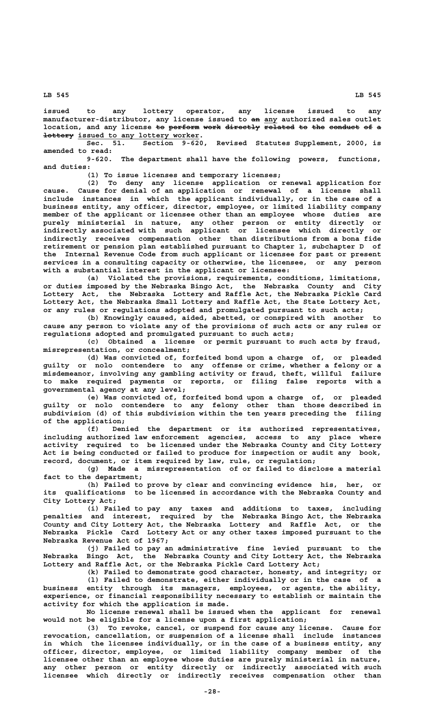issued to any lottery operator, any license issued to any manufacturer-distributor, any license issued to ~~an~~ any authorized sales outlet location, and any license ~~to perform work directly related to the conduct of a lottery~~ issued to any lottery worker.

Sec. 51. Section 9-620, Revised Statutes Supplement, 2000, is amended to read:

9-620. The department shall have the following powers, functions, and duties:

(1) To issue licenses and temporary licenses;

(2) To deny any license application or renewal application for cause. Cause for denial of an application or renewal of a license shall include instances in which the applicant individually, or in the case of a business entity, any officer, director, employee, or limited liability company member of the applicant or licensee other than an employee whose duties are purely ministerial in nature, any other person or entity directly or indirectly associated with such applicant or licensee which directly or indirectly receives compensation other than distributions from a bona fide retirement or pension plan established pursuant to Chapter 1, subchapter D of the Internal Revenue Code from such applicant or licensee for past or present services in a consulting capacity or otherwise, the licensee, or any person with a substantial interest in the applicant or licensee:

(a) Violated the provisions, requirements, conditions, limitations, or duties imposed by the Nebraska Bingo Act, the Nebraska County and City Lottery Act, the Nebraska Lottery and Raffle Act, the Nebraska Pickle Card Lottery Act, the Nebraska Small Lottery and Raffle Act, the State Lottery Act, or any rules or regulations adopted and promulgated pursuant to such acts;

(b) Knowingly caused, aided, abetted, or conspired with another to cause any person to violate any of the provisions of such acts or any rules or regulations adopted and promulgated pursuant to such acts;

(c) Obtained a license or permit pursuant to such acts by fraud, misrepresentation, or concealment;

(d) Was convicted of, forfeited bond upon a charge of, or pleaded guilty or nolo contendere to any offense or crime, whether a felony or a misdemeanor, involving any gambling activity or fraud, theft, willful failure to make required payments or reports, or filing false reports with a governmental agency at any level;

(e) Was convicted of, forfeited bond upon a charge of, or pleaded guilty or nolo contendere to any felony other than those described in subdivision (d) of this subdivision within the ten years preceding the filing of the application;

(f) Denied the department or its authorized representatives, including authorized law enforcement agencies, access to any place where activity required to be licensed under the Nebraska County and City Lottery Act is being conducted or failed to produce for inspection or audit any book, record, document, or item required by law, rule, or regulation;

(g) Made a misrepresentation of or failed to disclose a material fact to the department;

(h) Failed to prove by clear and convincing evidence his, her, or its qualifications to be licensed in accordance with the Nebraska County and City Lottery Act;

(i) Failed to pay any taxes and additions to taxes, including penalties and interest, required by the Nebraska Bingo Act, the Nebraska County and City Lottery Act, the Nebraska Lottery and Raffle Act, or the Nebraska Pickle Card Lottery Act or any other taxes imposed pursuant to the Nebraska Revenue Act of 1967;

(j) Failed to pay an administrative fine levied pursuant to the Nebraska Bingo Act, the Nebraska County and City Lottery Act, the Nebraska Lottery and Raffle Act, or the Nebraska Pickle Card Lottery Act;

(k) Failed to demonstrate good character, honesty, and integrity; or

(l) Failed to demonstrate, either individually or in the case of a business entity through its managers, employees, or agents, the ability, experience, or financial responsibility necessary to establish or maintain the activity for which the application is made.

No license renewal shall be issued when the applicant for renewal would not be eligible for a license upon a first application;

(3) To revoke, cancel, or suspend for cause any license. Cause for revocation, cancellation, or suspension of a license shall include instances in which the licensee individually, or in the case of a business entity, any officer, director, employee, or limited liability company member of the licensee other than an employee whose duties are purely ministerial in nature, any other person or entity directly or indirectly associated with such licensee which directly or indirectly receives compensation other than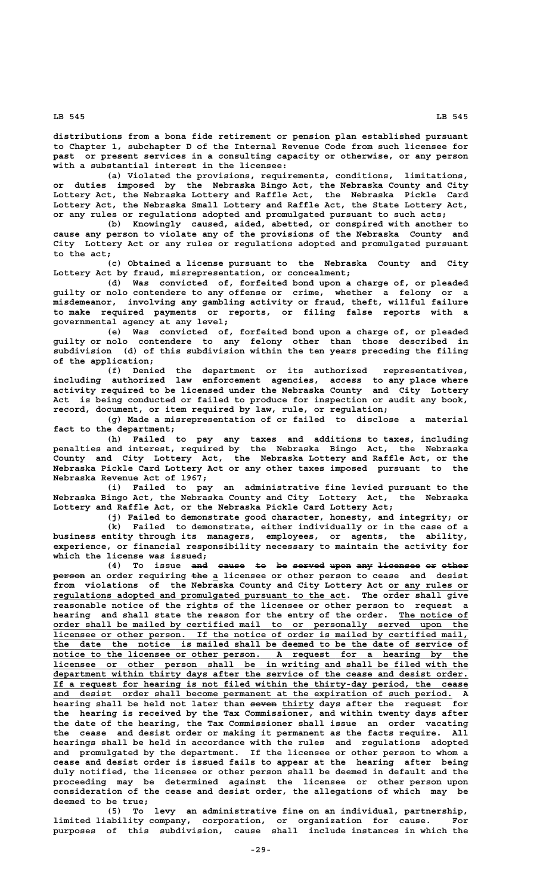distributions from a bona fide retirement or pension plan established pursuant to Chapter 1, subchapter D of the Internal Revenue Code from such licensee for past or present services in a consulting capacity or otherwise, or any person with a substantial interest in the licensee:

(a) Violated the provisions, requirements, conditions, limitations, or duties imposed by the Nebraska Bingo Act, the Nebraska County and City Lottery Act, the Nebraska Lottery and Raffle Act, the Nebraska Pickle Card Lottery Act, the Nebraska Small Lottery and Raffle Act, the State Lottery Act, or any rules or regulations adopted and promulgated pursuant to such acts;

(b) Knowingly caused, aided, abetted, or conspired with another to cause any person to violate any of the provisions of the Nebraska County and City Lottery Act or any rules or regulations adopted and promulgated pursuant to the act;

(c) Obtained a license pursuant to the Nebraska County and City Lottery Act by fraud, misrepresentation, or concealment;

(d) Was convicted of, forfeited bond upon a charge of, or pleaded guilty or nolo contendere to any offense or crime, whether a felony or a misdemeanor, involving any gambling activity or fraud, theft, willful failure to make required payments or reports, or filing false reports with a governmental agency at any level;

(e) Was convicted of, forfeited bond upon a charge of, or pleaded guilty or nolo contendere to any felony other than those described in subdivision (d) of this subdivision within the ten years preceding the filing of the application;

(f) Denied the department or its authorized representatives, including authorized law enforcement agencies, access to any place where activity required to be licensed under the Nebraska County and City Lottery Act is being conducted or failed to produce for inspection or audit any book, record, document, or item required by law, rule, or regulation;

(g) Made a misrepresentation of or failed to disclose a material fact to the department;

(h) Failed to pay any taxes and additions to taxes, including penalties and interest, required by the Nebraska Bingo Act, the Nebraska County and City Lottery Act, the Nebraska Lottery and Raffle Act, or the Nebraska Pickle Card Lottery Act or any other taxes imposed pursuant to the Nebraska Revenue Act of 1967;

(i) Failed to pay an administrative fine levied pursuant to the Nebraska Bingo Act, the Nebraska County and City Lottery Act, the Nebraska Lottery and Raffle Act, or the Nebraska Pickle Card Lottery Act;

(j) Failed to demonstrate good character, honesty, and integrity; or

(k) Failed to demonstrate, either individually or in the case of a business entity through its managers, employees, or agents, the ability, experience, or financial responsibility necessary to maintain the activity for which the license was issued;

(4) To issue ~~and cause to be served upon any licensee or other person~~ an order requiring ~~the~~ a licensee or other person to cease and desist from violations of the Nebraska County and City Lottery Act or any rules or regulations adopted and promulgated pursuant to the act. The order shall give reasonable notice of the rights of the licensee or other person to request a hearing and shall state the reason for the entry of the order. The notice of order shall be mailed by certified mail to or personally served upon the licensee or other person. If the notice of order is mailed by certified mail, the date the notice is mailed shall be deemed to be the date of service of notice to the licensee or other person. A request for a hearing by the licensee or other person shall be in writing and shall be filed with the department within thirty days after the service of the cease and desist order. If a request for hearing is not filed within the thirty-day period, the cease and desist order shall become permanent at the expiration of such period. A hearing shall be held not later than ~~seven~~ thirty days after the request for the hearing is received by the Tax Commissioner, and within twenty days after the date of the hearing, the Tax Commissioner shall issue an order vacating the cease and desist order or making it permanent as the facts require. All hearings shall be held in accordance with the rules and regulations adopted and promulgated by the department. If the licensee or other person to whom a cease and desist order is issued fails to appear at the hearing after being duly notified, the licensee or other person shall be deemed in default and the proceeding may be determined against the licensee or other person upon consideration of the cease and desist order, the allegations of which may be deemed to be true;

(5) To levy an administrative fine on an individual, partnership, limited liability company, corporation, or organization for cause. For purposes of this subdivision, cause shall include instances in which the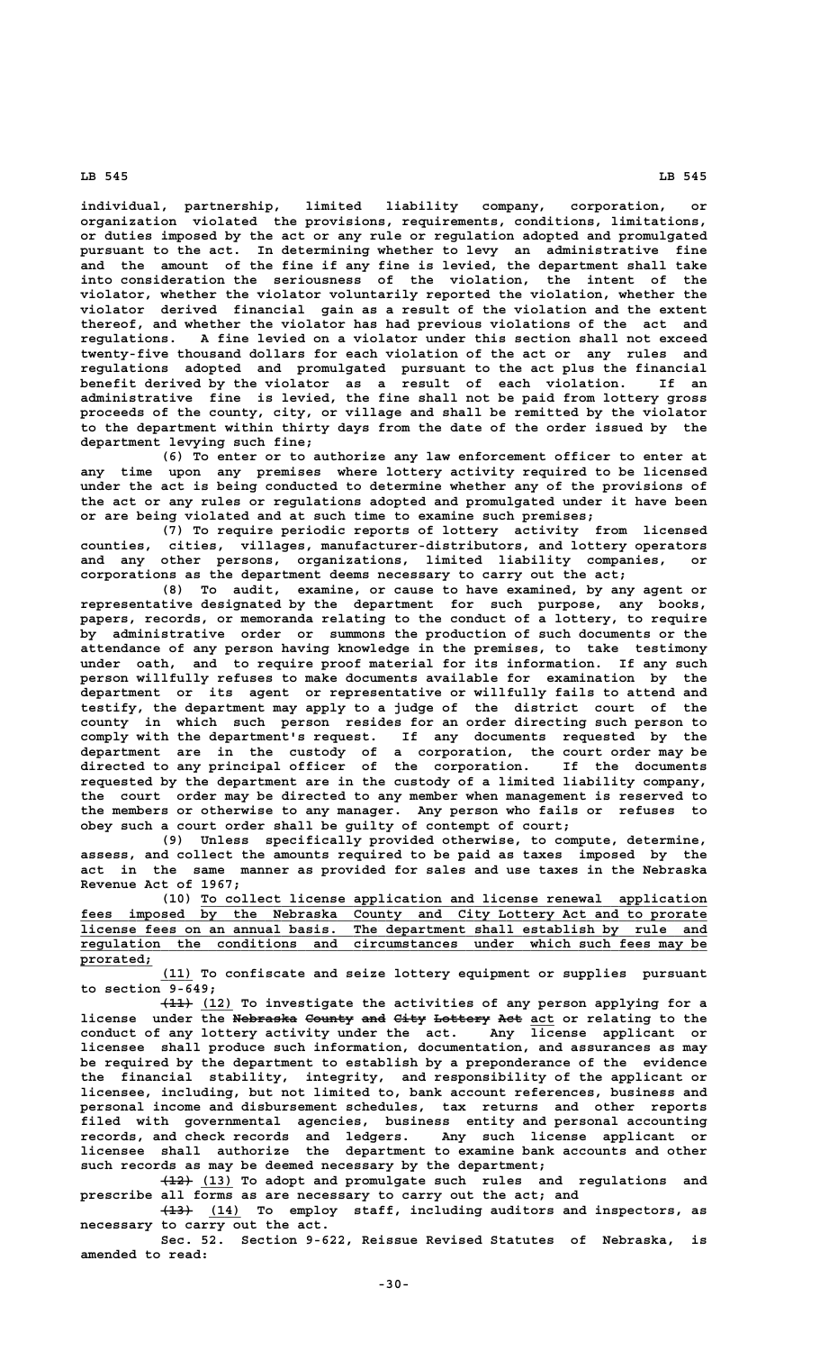individual, partnership, limited liability company, corporation, or organization violated the provisions, requirements, conditions, limitations, or duties imposed by the act or any rule or regulation adopted and promulgated pursuant to the act. In determining whether to levy an administrative fine and the amount of the fine if any fine is levied, the department shall take into consideration the seriousness of the violation, the intent of the violator, whether the violator voluntarily reported the violation, whether the violator derived financial gain as a result of the violation and the extent thereof, and whether the violator has had previous violations of the act and regulations. A fine levied on a violator under this section shall not exceed twenty-five thousand dollars for each violation of the act or any rules and regulations adopted and promulgated pursuant to the act plus the financial benefit derived by the violator as a result of each violation. If an administrative fine is levied, the fine shall not be paid from lottery gross proceeds of the county, city, or village and shall be remitted by the violator to the department within thirty days from the date of the order issued by the department levying such fine;

(6) To enter or to authorize any law enforcement officer to enter at any time upon any premises where lottery activity required to be licensed under the act is being conducted to determine whether any of the provisions of the act or any rules or regulations adopted and promulgated under it have been or are being violated and at such time to examine such premises;

(7) To require periodic reports of lottery activity from licensed counties, cities, villages, manufacturer-distributors, and lottery operators and any other persons, organizations, limited liability companies, or corporations as the department deems necessary to carry out the act;

(8) To audit, examine, or cause to have examined, by any agent or representative designated by the department for such purpose, any books, papers, records, or memoranda relating to the conduct of a lottery, to require by administrative order or summons the production of such documents or the attendance of any person having knowledge in the premises, to take testimony under oath, and to require proof material for its information. If any such person willfully refuses to make documents available for examination by the department or its agent or representative or willfully fails to attend and testify, the department may apply to a judge of the district court of the county in which such person resides for an order directing such person to comply with the department's request. If any documents requested by the department are in the custody of a corporation, the court order may be directed to any principal officer of the corporation. If the documents requested by the department are in the custody of a limited liability company, the court order may be directed to any member when management is reserved to the members or otherwise to any manager. Any person who fails or refuses to obey such a court order shall be guilty of contempt of court;

(9) Unless specifically provided otherwise, to compute, determine, assess, and collect the amounts required to be paid as taxes imposed by the act in the same manner as provided for sales and use taxes in the Nebraska Revenue Act of 1967;

(10) To collect license application and license renewal application fees imposed by the Nebraska County and City Lottery Act and to prorate license fees on an annual basis. The department shall establish by rule and regulation the conditions and circumstances under which such fees may be prorated;

(11) To confiscate and seize lottery equipment or supplies pursuant to section 9-649;

~~(11)~~ (12) To investigate the activities of any person applying for a license under the ~~Nebraska County and City Lottery Act~~ act or relating to the conduct of any lottery activity under the act. Any license applicant or licensee shall produce such information, documentation, and assurances as may be required by the department to establish by a preponderance of the evidence the financial stability, integrity, and responsibility of the applicant or licensee, including, but not limited to, bank account references, business and personal income and disbursement schedules, tax returns and other reports filed with governmental agencies, business entity and personal accounting records, and check records and ledgers. Any such license applicant or licensee shall authorize the department to examine bank accounts and other such records as may be deemed necessary by the department;

~~(12)~~ (13) To adopt and promulgate such rules and regulations and prescribe all forms as are necessary to carry out the act; and

~~(13)~~ (14) To employ staff, including auditors and inspectors, as necessary to carry out the act.

Sec. 52. Section 9-622, Reissue Revised Statutes of Nebraska, is amended to read: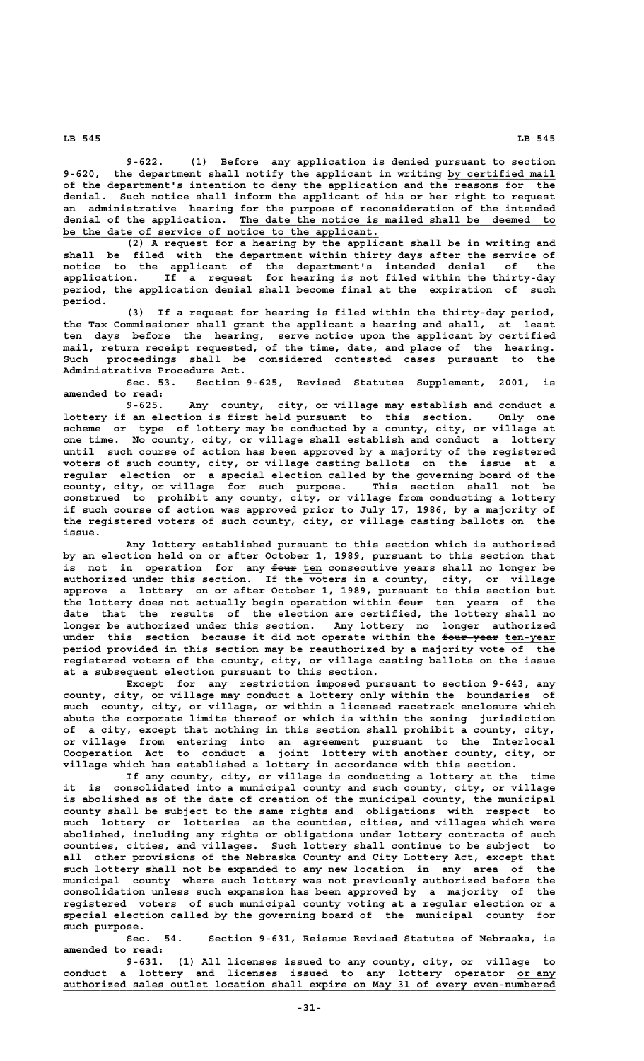9-622. (1) Before any application is denied pursuant to section 9-620, the department shall notify the applicant in writing by certified mail of the department's intention to deny the application and the reasons for the denial. Such notice shall inform the applicant of his or her right to request an administrative hearing for the purpose of reconsideration of the intended denial of the application. The date the notice is mailed shall be deemed to be the date of service of notice to the applicant.

(2) A request for a hearing by the applicant shall be in writing and shall be filed with the department within thirty days after the service of notice to the applicant of the department's intended denial of the application. If a request for hearing is not filed within the thirty-day period, the application denial shall become final at the expiration of such period.

(3) If a request for hearing is filed within the thirty-day period, the Tax Commissioner shall grant the applicant a hearing and shall, at least ten days before the hearing, serve notice upon the applicant by certified mail, return receipt requested, of the time, date, and place of the hearing. Such proceedings shall be considered contested cases pursuant to the Administrative Procedure Act.

Sec. 53. Section 9-625, Revised Statutes Supplement, 2001, is amended to read:

9-625. Any county, city, or village may establish and conduct a lottery if an election is first held pursuant to this section. Only one scheme or type of lottery may be conducted by a county, city, or village at one time. No county, city, or village shall establish and conduct a lottery until such course of action has been approved by a majority of the registered voters of such county, city, or village casting ballots on the issue at a regular election or a special election called by the governing board of the county, city, or village for such purpose. This section shall not be construed to prohibit any county, city, or village from conducting a lottery if such course of action was approved prior to July 17, 1986, by a majority of the registered voters of such county, city, or village casting ballots on the issue.

Any lottery established pursuant to this section which is authorized by an election held on or after October 1, 1989, pursuant to this section that is not in operation for any ~~four~~ ten consecutive years shall no longer be authorized under this section. If the voters in a county, city, or village approve a lottery on or after October 1, 1989, pursuant to this section but the lottery does not actually begin operation within ~~four~~ ten years of the date that the results of the election are certified, the lottery shall no longer be authorized under this section. Any lottery no longer authorized under this section because it did not operate within the ~~four-year~~ ten-year period provided in this section may be reauthorized by a majority vote of the registered voters of the county, city, or village casting ballots on the issue at a subsequent election pursuant to this section.

Except for any restriction imposed pursuant to section 9-643, any county, city, or village may conduct a lottery only within the boundaries of such county, city, or village, or within a licensed racetrack enclosure which abuts the corporate limits thereof or which is within the zoning jurisdiction of a city, except that nothing in this section shall prohibit a county, city, or village from entering into an agreement pursuant to the Interlocal Cooperation Act to conduct a joint lottery with another county, city, or village which has established a lottery in accordance with this section.

If any county, city, or village is conducting a lottery at the time it is consolidated into a municipal county and such county, city, or village is abolished as of the date of creation of the municipal county, the municipal county shall be subject to the same rights and obligations with respect to such lottery or lotteries as the counties, cities, and villages which were abolished, including any rights or obligations under lottery contracts of such counties, cities, and villages. Such lottery shall continue to be subject to all other provisions of the Nebraska County and City Lottery Act, except that such lottery shall not be expanded to any new location in any area of the municipal county where such lottery was not previously authorized before the consolidation unless such expansion has been approved by a majority of the registered voters of such municipal county voting at a regular election or a special election called by the governing board of the municipal county for such purpose.

Sec. 54. Section 9-631, Reissue Revised Statutes of Nebraska, is amended to read:

9-631. (1) All licenses issued to any county, city, or village to conduct a lottery and licenses issued to any lottery operator or any authorized sales outlet location shall expire on May 31 of every even-numbered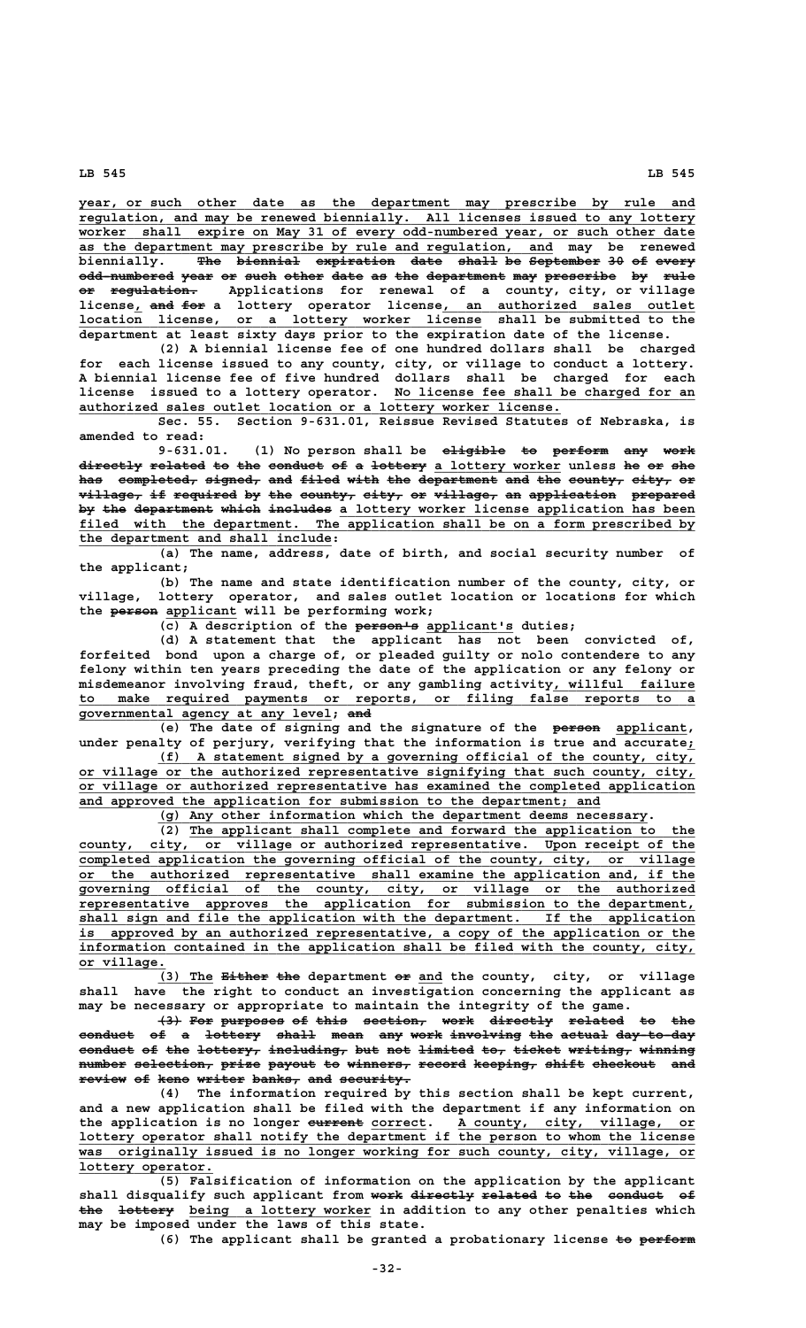year, or such other date as the department may prescribe by rule and regulation, and may be renewed biennially. All licenses issued to any lottery worker shall expire on May 31 of every odd-numbered year, or such other date as the department may prescribe by rule and regulation, and may be renewed biennially. ~~The biennial expiration date shall be September 30 of every odd-numbered year or such other date as the department may prescribe by rule or regulation.~~ Applications for renewal of a county, city, or village license, ~~and for~~ a lottery operator license, an authorized sales outlet location license, or a lottery worker license shall be submitted to the department at least sixty days prior to the expiration date of the license.

(2) A biennial license fee of one hundred dollars shall be charged for each license issued to any county, city, or village to conduct a lottery. A biennial license fee of five hundred dollars shall be charged for each license issued to a lottery operator. No license fee shall be charged for an authorized sales outlet location or a lottery worker license.

Sec. 55. Section 9-631.01, Reissue Revised Statutes of Nebraska, is amended to read:

9-631.01. (1) No person shall be ~~eligible to perform any work directly related to the conduct of a lottery~~ a lottery worker unless ~~he or she has completed, signed, and filed with the department and the county, city, or village, if required by the county, city, or village, an application prepared by the department which includes~~ a lottery worker license application has been filed with the department. The application shall be on a form prescribed by the department and shall include:

(a) The name, address, date of birth, and social security number of the applicant;

(b) The name and state identification number of the county, city, or village, lottery operator, and sales outlet location or locations for which the ~~person~~ applicant will be performing work;

(c) A description of the ~~person's~~ applicant's duties;

(d) A statement that the applicant has not been convicted of, forfeited bond upon a charge of, or pleaded guilty or nolo contendere to any felony within ten years preceding the date of the application or any felony or misdemeanor involving fraud, theft, or any gambling activity, willful failure to make required payments or reports, or filing false reports to a governmental agency at any level; ~~and~~

(e) The date of signing and the signature of the ~~person~~ applicant, under penalty of perjury, verifying that the information is true and accurate;

(f) A statement signed by a governing official of the county, city, or village or the authorized representative signifying that such county, city, or village or authorized representative has examined the completed application and approved the application for submission to the department; and

(g) Any other information which the department deems necessary.

(2) The applicant shall complete and forward the application to the county, city, or village or authorized representative. Upon receipt of the completed application the governing official of the county, city, or village or the authorized representative shall examine the application and, if the governing official of the county, city, or village or the authorized representative approves the application for submission to the department, shall sign and file the application with the department. If the application is approved by an authorized representative, a copy of the application or the information contained in the application shall be filed with the county, city, or village.

(3) The ~~Either the~~ department ~~or~~ and the county, city, or village shall have the right to conduct an investigation concerning the applicant as may be necessary or appropriate to maintain the integrity of the game.

~~(3) For purposes of this section, work directly related to the conduct of a lottery shall mean any work involving the actual day-to-day conduct of the lottery, including, but not limited to, ticket writing, winning number selection, prize payout to winners, record keeping, shift checkout and review of keno writer banks, and security.~~

(4) The information required by this section shall be kept current, and a new application shall be filed with the department if any information on the application is no longer ~~current~~ correct. A county, city, village, or lottery operator shall notify the department if the person to whom the license was originally issued is no longer working for such county, city, village, or lottery operator.

(5) Falsification of information on the application by the applicant shall disqualify such applicant from ~~work directly related to the conduct of the lottery~~ being a lottery worker in addition to any other penalties which may be imposed under the laws of this state.

(6) The applicant shall be granted a probationary license ~~to perform~~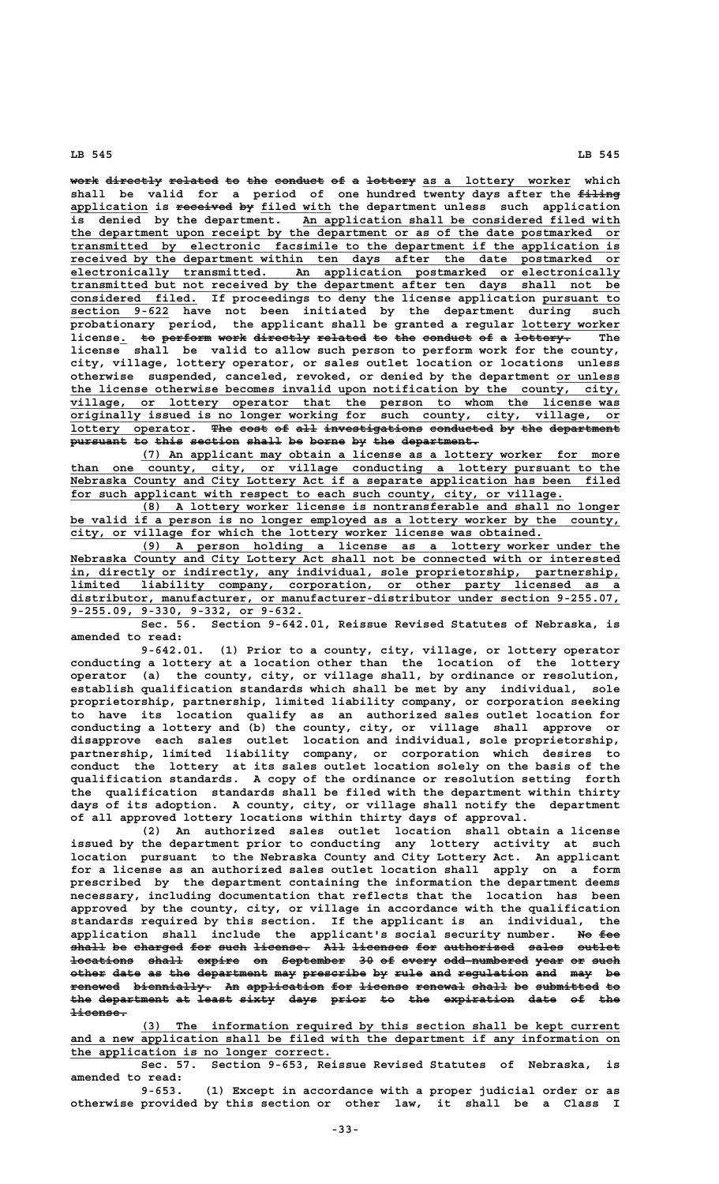work directly related to the conduct of a lottery as a lottery worker which shall be valid for a period of one hundred twenty days after the filing application is received by filed with the department unless such application is denied by the department. An application shall be considered filed with the department upon receipt by the department or as of the date postmarked or transmitted by electronic facsimile to the department if the application is received by the department within ten days after the date postmarked or electronically transmitted. An application postmarked or electronically transmitted but not received by the department after ten days shall not be considered filed. If proceedings to deny the license application pursuant to section 9-622 have not been initiated by the department during such probationary period, the applicant shall be granted a regular lottery worker license. to perform work directly related to the conduct of a lottery. The license shall be valid to allow such person to perform work for the county, city, village, lottery operator, or sales outlet location or locations unless otherwise suspended, canceled, revoked, or denied by the department or unless the license otherwise becomes invalid upon notification by the county, city, village, or lottery operator that the person to whom the license was originally issued is no longer working for such county, city, village, or lottery operator. The cost of all investigations conducted by the department pursuant to this section shall be borne by the department.

(7) An applicant may obtain a license as a lottery worker for more than one county, city, or village conducting a lottery pursuant to the Nebraska County and City Lottery Act if a separate application has been filed for such applicant with respect to each such county, city, or village.

(8) A lottery worker license is nontransferable and shall no longer be valid if a person is no longer employed as a lottery worker by the county, city, or village for which the lottery worker license was obtained.

(9) A person holding a license as a lottery worker under the Nebraska County and City Lottery Act shall not be connected with or interested in, directly or indirectly, any individual, sole proprietorship, partnership, limited liability company, corporation, or other party licensed as a distributor, manufacturer, or manufacturer-distributor under section 9-255.07, 9-255.09, 9-330, 9-332, or 9-632.

Sec. 56. Section 9-642.01, Reissue Revised Statutes of Nebraska, is amended to read:

9-642.01. (1) Prior to a county, city, village, or lottery operator conducting a lottery at a location other than the location of the lottery operator (a) the county, city, or village shall, by ordinance or resolution, establish qualification standards which shall be met by any individual, sole proprietorship, partnership, limited liability company, or corporation seeking to have its location qualify as an authorized sales outlet location for conducting a lottery and (b) the county, city, or village shall approve or disapprove each sales outlet location and individual, sole proprietorship, partnership, limited liability company, or corporation which desires to conduct the lottery at its sales outlet location solely on the basis of the qualification standards. A copy of the ordinance or resolution setting forth the qualification standards shall be filed with the department within thirty days of its adoption. A county, city, or village shall notify the department of all approved lottery locations within thirty days of approval.

(2) An authorized sales outlet location shall obtain a license issued by the department prior to conducting any lottery activity at such location pursuant to the Nebraska County and City Lottery Act. An applicant for a license as an authorized sales outlet location shall apply on a form prescribed by the department containing the information the department deems necessary, including documentation that reflects that the location has been approved by the county, city, or village in accordance with the qualification standards required by this section. If the applicant is an individual, the application shall include the applicant's social security number. No fee shall be charged for such license. All licenses for authorized sales outlet locations shall expire on September 30 of every odd-numbered year or such other date as the department may prescribe by rule and regulation and may be renewed biennially. An application for license renewal shall be submitted to the department at least sixty days prior to the expiration date of the license.

(3) The information required by this section shall be kept current and a new application shall be filed with the department if any information on the application is no longer correct.

Sec. 57. Section 9-653, Reissue Revised Statutes of Nebraska, is amended to read:

9-653. (1) Except in accordance with a proper judicial order or as otherwise provided by this section or other law, it shall be a Class I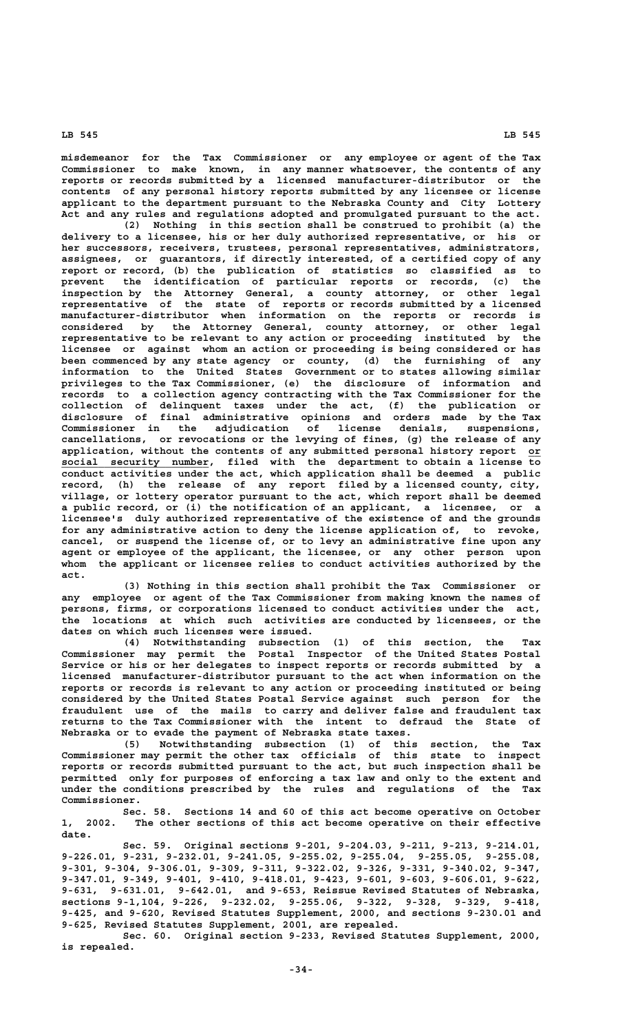misdemeanor for the Tax Commissioner or any employee or agent of the Tax Commissioner to make known, in any manner whatsoever, the contents of any reports or records submitted by a licensed manufacturer-distributor or the contents of any personal history reports submitted by any licensee or license applicant to the department pursuant to the Nebraska County and City Lottery Act and any rules and regulations adopted and promulgated pursuant to the act.

(2) Nothing in this section shall be construed to prohibit (a) the delivery to a licensee, his or her duly authorized representative, or his or her successors, receivers, trustees, personal representatives, administrators, assignees, or guarantors, if directly interested, of a certified copy of any report or record, (b) the publication of statistics so classified as to prevent the identification of particular reports or records, (c) the inspection by the Attorney General, a county attorney, or other legal representative of the state of reports or records submitted by a licensed manufacturer-distributor when information on the reports or records is considered by the Attorney General, county attorney, or other legal representative to be relevant to any action or proceeding instituted by the licensee or against whom an action or proceeding is being considered or has been commenced by any state agency or county, (d) the furnishing of any information to the United States Government or to states allowing similar privileges to the Tax Commissioner, (e) the disclosure of information and records to a collection agency contracting with the Tax Commissioner for the collection of delinquent taxes under the act, (f) the publication or disclosure of final administrative opinions and orders made by the Tax Commissioner in the adjudication of license denials, suspensions, cancellations, or revocations or the levying of fines, (g) the release of any application, without the contents of any submitted personal history report <u>or social security number</u>, filed with the department to obtain a license to conduct activities under the act, which application shall be deemed a public record, (h) the release of any report filed by a licensed county, city, village, or lottery operator pursuant to the act, which report shall be deemed a public record, or (i) the notification of an applicant, a licensee, or a licensee's duly authorized representative of the existence of and the grounds for any administrative action to deny the license application of, to revoke, cancel, or suspend the license of, or to levy an administrative fine upon any agent or employee of the applicant, the licensee, or any other person upon whom the applicant or licensee relies to conduct activities authorized by the act.

(3) Nothing in this section shall prohibit the Tax Commissioner or any employee or agent of the Tax Commissioner from making known the names of persons, firms, or corporations licensed to conduct activities under the act, the locations at which such activities are conducted by licensees, or the dates on which such licenses were issued.

(4) Notwithstanding subsection (1) of this section, the Tax Commissioner may permit the Postal Inspector of the United States Postal Service or his or her delegates to inspect reports or records submitted by a licensed manufacturer-distributor pursuant to the act when information on the reports or records is relevant to any action or proceeding instituted or being considered by the United States Postal Service against such person for the fraudulent use of the mails to carry and deliver false and fraudulent tax returns to the Tax Commissioner with the intent to defraud the State of Nebraska or to evade the payment of Nebraska state taxes.

(5) Notwithstanding subsection (1) of this section, the Tax Commissioner may permit the other tax officials of this state to inspect reports or records submitted pursuant to the act, but such inspection shall be permitted only for purposes of enforcing a tax law and only to the extent and under the conditions prescribed by the rules and regulations of the Tax Commissioner.

Sec. 58. Sections 14 and 60 of this act become operative on October 1, 2002. The other sections of this act become operative on their effective date.

Sec. 59. Original sections 9-201, 9-204.03, 9-211, 9-213, 9-214.01, 9-226.01, 9-231, 9-232.01, 9-241.05, 9-255.02, 9-255.04, 9-255.05, 9-255.08, 9-301, 9-304, 9-306.01, 9-309, 9-311, 9-322.02, 9-326, 9-331, 9-340.02, 9-347, 9-347.01, 9-349, 9-401, 9-410, 9-418.01, 9-423, 9-601, 9-603, 9-606.01, 9-622, 9-631, 9-631.01, 9-642.01, and 9-653, Reissue Revised Statutes of Nebraska, sections 9-1,104, 9-226, 9-232.02, 9-255.06, 9-322, 9-328, 9-329, 9-418, 9-425, and 9-620, Revised Statutes Supplement, 2000, and sections 9-230.01 and 9-625, Revised Statutes Supplement, 2001, are repealed.

Sec. 60. Original section 9-233, Revised Statutes Supplement, 2000, is repealed.